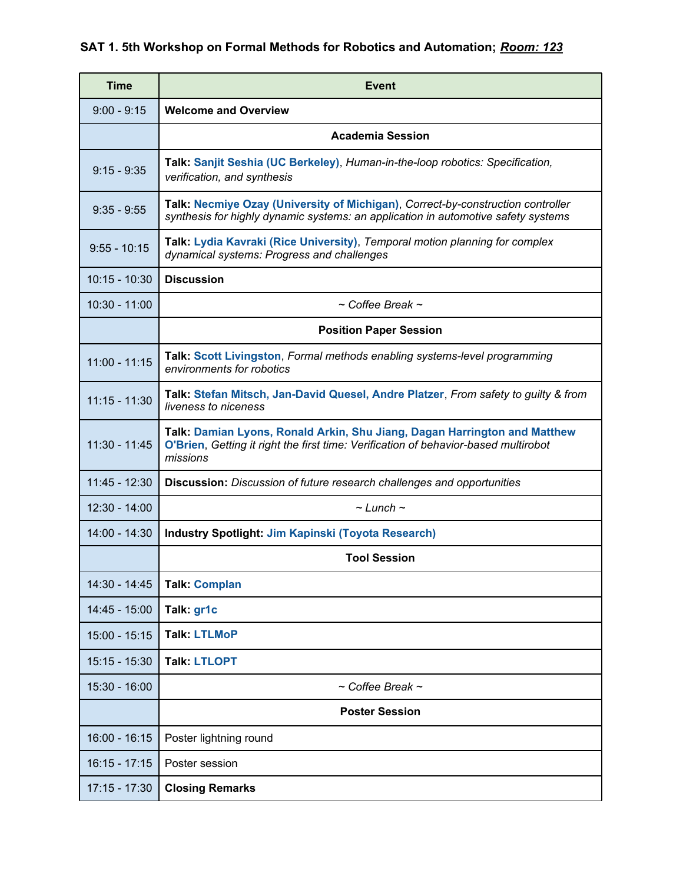### SAT 1. 5th Workshop on Formal Methods for Robotics and Automation; _**Room: 123**_

| Time | Event |
|---|---|
| 9:00 - 9:15 | **Welcome and Overview** |
| | **Academia Session** |
| 9:15 - 9:35 | **Talk: Sanjit Seshia (UC Berkeley)**, *Human-in-the-loop robotics: Specification, verification, and synthesis* |
| 9:35 - 9:55 | **Talk: Necmiye Ozay (University of Michigan)**, *Correct-by-construction controller synthesis for highly dynamic systems: an application in automotive safety systems* |
| 9:55 - 10:15 | **Talk: Lydia Kavraki (Rice University)**, *Temporal motion planning for complex dynamical systems: Progress and challenges* |
| 10:15 - 10:30 | **Discussion** |
| 10:30 - 11:00 | *~ Coffee Break ~* |
| | **Position Paper Session** |
| 11:00 - 11:15 | **Talk: Scott Livingston**, *Formal methods enabling systems-level programming environments for robotics* |
| 11:15 - 11:30 | **Talk: Stefan Mitsch, Jan-David Quesel, Andre Platzer**, *From safety to guilty & from liveness to niceness* |
| 11:30 - 11:45 | **Talk: Damian Lyons, Ronald Arkin, Shu Jiang, Dagan Harrington and Matthew O'Brien**, *Getting it right the first time: Verification of behavior-based multirobot missions* |
| 11:45 - 12:30 | **Discussion:** *Discussion of future research challenges and opportunities* |
| 12:30 - 14:00 | *~ Lunch ~* |
| 14:00 - 14:30 | **Industry Spotlight: Jim Kapinski (Toyota Research)** |
| | **Tool Session** |
| 14:30 - 14:45 | **Talk: Complan** |
| 14:45 - 15:00 | **Talk: gr1c** |
| 15:00 - 15:15 | **Talk: LTLMoP** |
| 15:15 - 15:30 | **Talk: LTLOPT** |
| 15:30 - 16:00 | *~ Coffee Break ~* |
| | **Poster Session** |
| 16:00 - 16:15 | Poster lightning round |
| 16:15 - 17:15 | Poster session |
| 17:15 - 17:30 | **Closing Remarks** |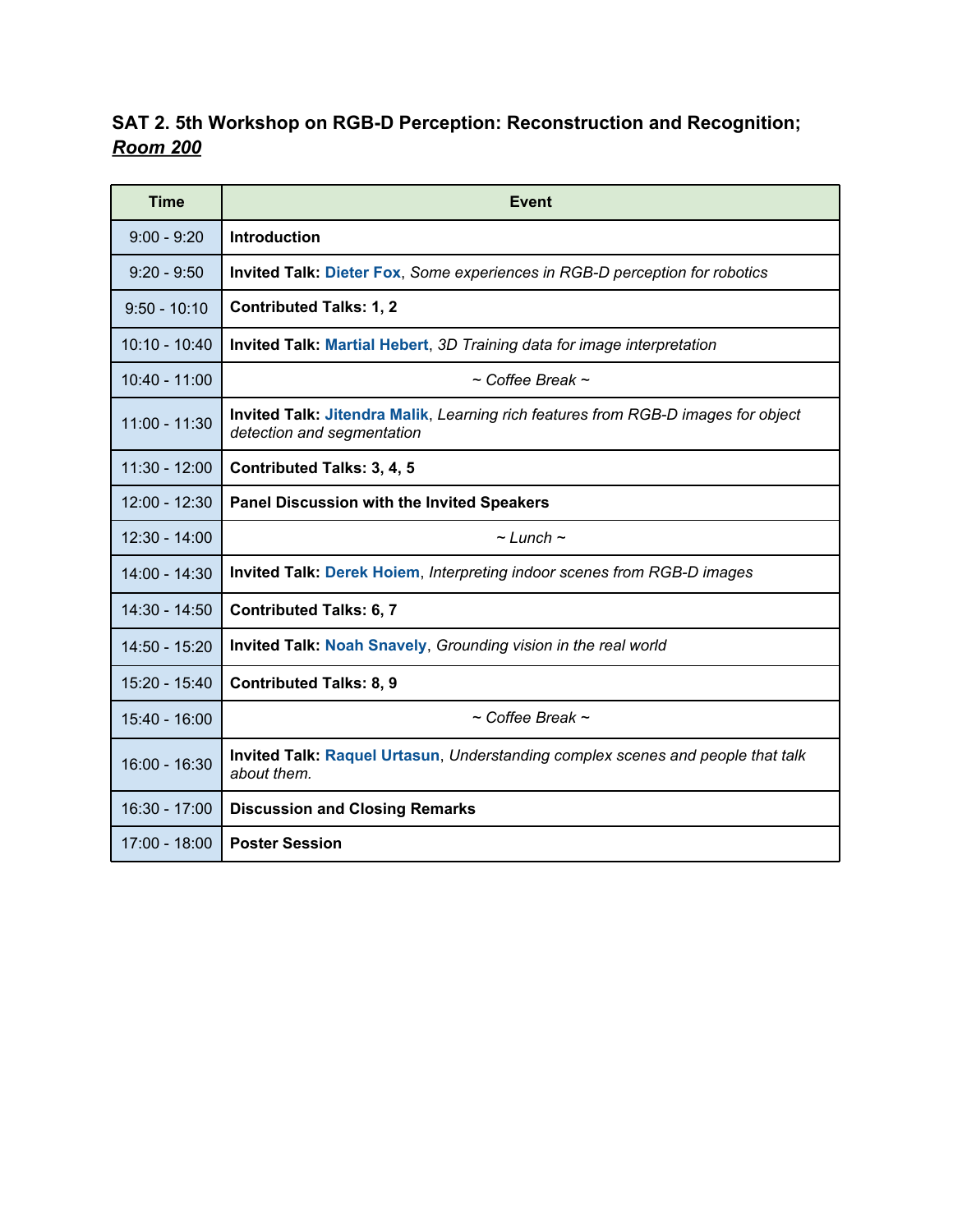### SAT 2. 5th Workshop on RGB-D Perception: Reconstruction and Recognition; *Room 200*

| Time | Event |
| --- | --- |
| 9:00 - 9:20 | **Introduction** |
| 9:20 - 9:50 | **Invited Talk: Dieter Fox**, *Some experiences in RGB-D perception for robotics* |
| 9:50 - 10:10 | **Contributed Talks: 1, 2** |
| 10:10 - 10:40 | **Invited Talk: Martial Hebert**, *3D Training data for image interpretation* |
| 10:40 - 11:00 | *~ Coffee Break ~* |
| 11:00 - 11:30 | **Invited Talk: Jitendra Malik**, *Learning rich features from RGB-D images for object detection and segmentation* |
| 11:30 - 12:00 | **Contributed Talks: 3, 4, 5** |
| 12:00 - 12:30 | **Panel Discussion with the Invited Speakers** |
| 12:30 - 14:00 | *~ Lunch ~* |
| 14:00 - 14:30 | **Invited Talk: Derek Hoiem**, *Interpreting indoor scenes from RGB-D images* |
| 14:30 - 14:50 | **Contributed Talks: 6, 7** |
| 14:50 - 15:20 | **Invited Talk: Noah Snavely**, *Grounding vision in the real world* |
| 15:20 - 15:40 | **Contributed Talks: 8, 9** |
| 15:40 - 16:00 | *~ Coffee Break ~* |
| 16:00 - 16:30 | **Invited Talk: Raquel Urtasun**, *Understanding complex scenes and people that talk about them.* |
| 16:30 - 17:00 | **Discussion and Closing Remarks** |
| 17:00 - 18:00 | **Poster Session** |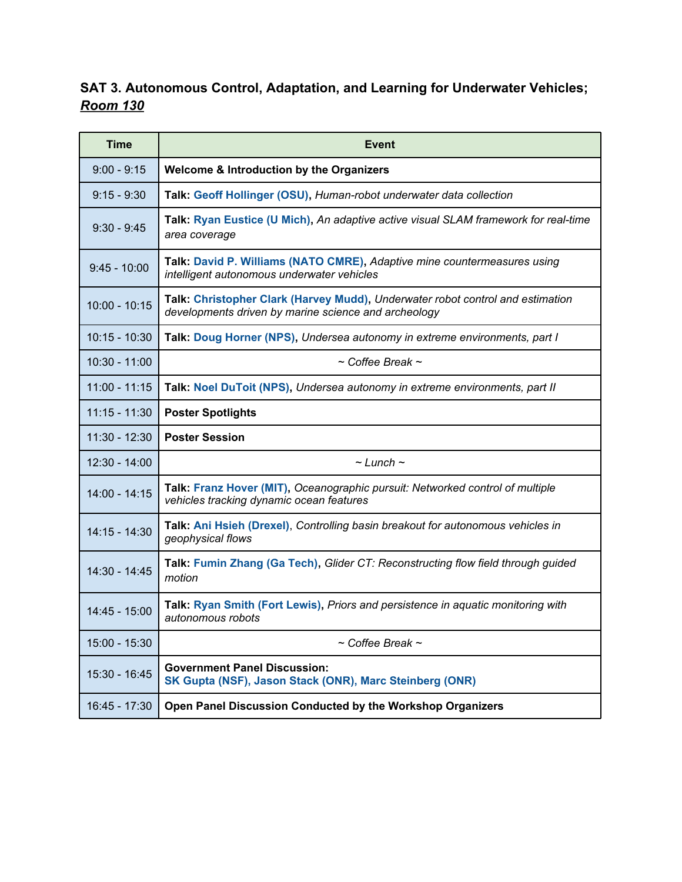### SAT 3. Autonomous Control, Adaptation, and Learning for Underwater Vehicles; ***Room 130***

| Time | Event |
|---|---|
| 9:00 - 9:15 | **Welcome & Introduction by the Organizers** |
| 9:15 - 9:30 | **Talk: Geoff Hollinger (OSU),** *Human-robot underwater data collection* |
| 9:30 - 9:45 | **Talk: Ryan Eustice (U Mich),** *An adaptive active visual SLAM framework for real-time area coverage* |
| 9:45 - 10:00 | **Talk: David P. Williams (NATO CMRE),** *Adaptive mine countermeasures using intelligent autonomous underwater vehicles* |
| 10:00 - 10:15 | **Talk: Christopher Clark (Harvey Mudd),** *Underwater robot control and estimation developments driven by marine science and archeology* |
| 10:15 - 10:30 | **Talk: Doug Horner (NPS),** *Undersea autonomy in extreme environments, part I* |
| 10:30 - 11:00 | *~ Coffee Break ~* |
| 11:00 - 11:15 | **Talk: Noel DuToit (NPS),** *Undersea autonomy in extreme environments, part II* |
| 11:15 - 11:30 | **Poster Spotlights** |
| 11:30 - 12:30 | **Poster Session** |
| 12:30 - 14:00 | *~ Lunch ~* |
| 14:00 - 14:15 | **Talk: Franz Hover (MIT),** *Oceanographic pursuit: Networked control of multiple vehicles tracking dynamic ocean features* |
| 14:15 - 14:30 | **Talk: Ani Hsieh (Drexel),** *Controlling basin breakout for autonomous vehicles in geophysical flows* |
| 14:30 - 14:45 | **Talk: Fumin Zhang (Ga Tech),** *Glider CT: Reconstructing flow field through guided motion* |
| 14:45 - 15:00 | **Talk: Ryan Smith (Fort Lewis),** *Priors and persistence in aquatic monitoring with autonomous robots* |
| 15:00 - 15:30 | *~ Coffee Break ~* |
| 15:30 - 16:45 | **Government Panel Discussion:** **SK Gupta (NSF), Jason Stack (ONR), Marc Steinberg (ONR)** |
| 16:45 - 17:30 | **Open Panel Discussion Conducted by the Workshop Organizers** |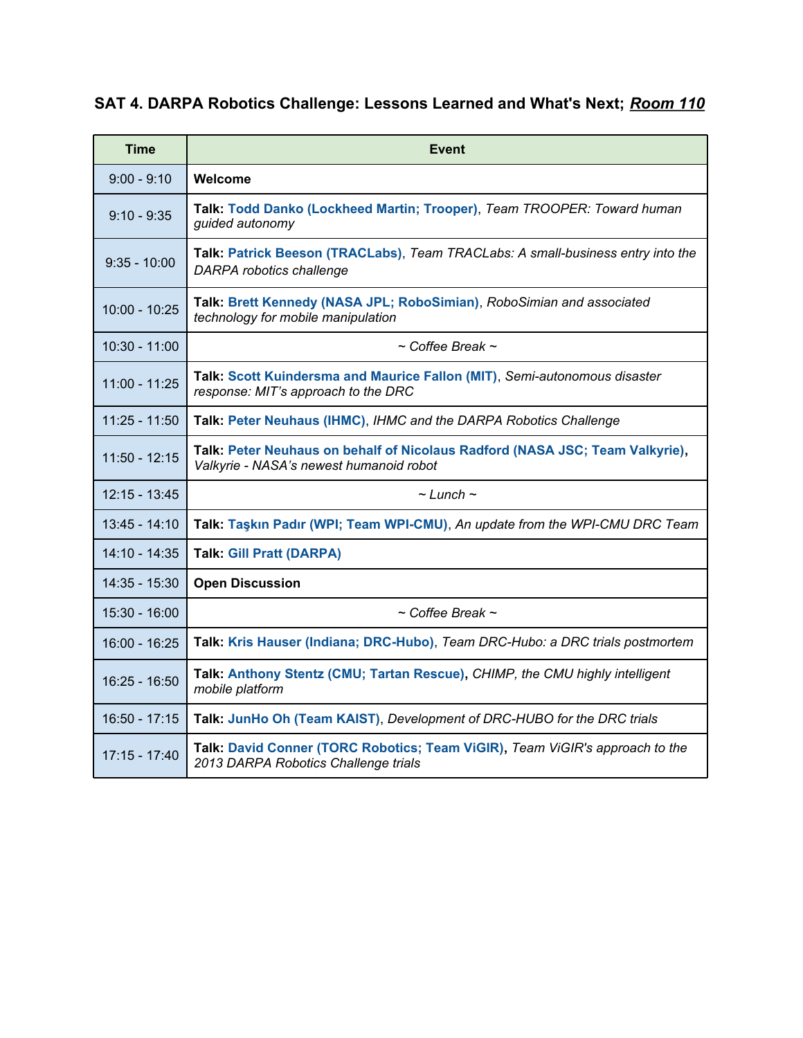### SAT 4. DARPA Robotics Challenge: Lessons Learned and What's Next; ***Room 110***

| Time | Event |
|---|---|
| 9:00 - 9:10 | **Welcome** |
| 9:10 - 9:35 | **Talk: Todd Danko (Lockheed Martin; Trooper)**, *Team TROOPER: Toward human guided autonomy* |
| 9:35 - 10:00 | **Talk: Patrick Beeson (TRACLabs)**, *Team TRACLabs: A small-business entry into the DARPA robotics challenge* |
| 10:00 - 10:25 | **Talk: Brett Kennedy (NASA JPL; RoboSimian)**, *RoboSimian and associated technology for mobile manipulation* |
| 10:30 - 11:00 | *~ Coffee Break ~* |
| 11:00 - 11:25 | **Talk: Scott Kuindersma and Maurice Fallon (MIT)**, *Semi-autonomous disaster response: MIT's approach to the DRC* |
| 11:25 - 11:50 | **Talk: Peter Neuhaus (IHMC)**, *IHMC and the DARPA Robotics Challenge* |
| 11:50 - 12:15 | **Talk: Peter Neuhaus on behalf of Nicolaus Radford (NASA JSC; Team Valkyrie)**, *Valkyrie - NASA's newest humanoid robot* |
| 12:15 - 13:45 | *~ Lunch ~* |
| 13:45 - 14:10 | **Talk: Taşkın Padır (WPI; Team WPI-CMU)**, *An update from the WPI-CMU DRC Team* |
| 14:10 - 14:35 | **Talk: Gill Pratt (DARPA)** |
| 14:35 - 15:30 | **Open Discussion** |
| 15:30 - 16:00 | *~ Coffee Break ~* |
| 16:00 - 16:25 | **Talk: Kris Hauser (Indiana; DRC-Hubo)**, *Team DRC-Hubo: a DRC trials postmortem* |
| 16:25 - 16:50 | **Talk: Anthony Stentz (CMU; Tartan Rescue),** *CHIMP, the CMU highly intelligent mobile platform* |
| 16:50 - 17:15 | **Talk: JunHo Oh (Team KAIST)**, *Development of DRC-HUBO for the DRC trials* |
| 17:15 - 17:40 | **Talk: David Conner (TORC Robotics; Team ViGIR),** *Team ViGIR's approach to the 2013 DARPA Robotics Challenge trials* |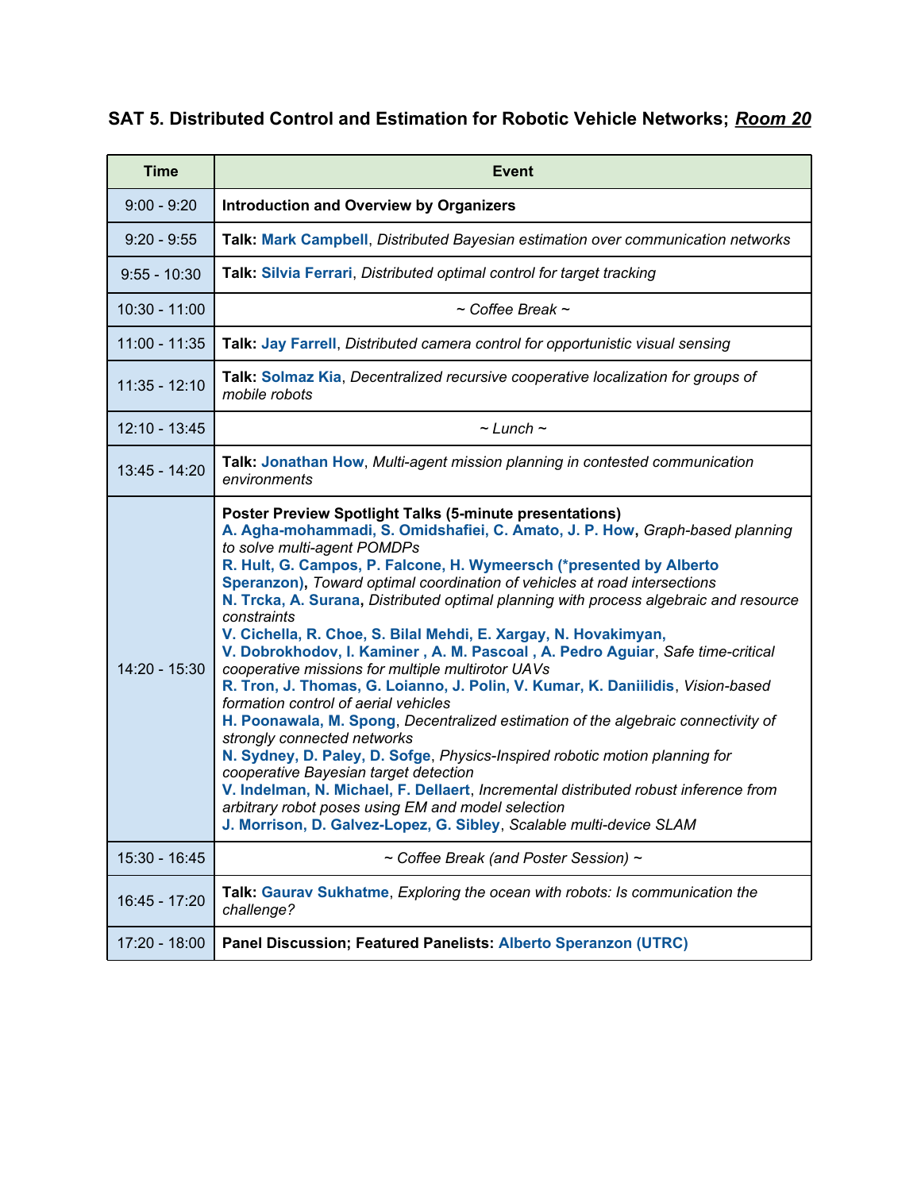## SAT 5. Distributed Control and Estimation for Robotic Vehicle Networks; *Room 20*

| Time | Event |
|---|---|
| 9:00 - 9:20 | **Introduction and Overview by Organizers** |
| 9:20 - 9:55 | **Talk: Mark Campbell**, *Distributed Bayesian estimation over communication networks* |
| 9:55 - 10:30 | **Talk: Silvia Ferrari**, *Distributed optimal control for target tracking* |
| 10:30 - 11:00 | *~ Coffee Break ~* |
| 11:00 - 11:35 | **Talk: Jay Farrell**, *Distributed camera control for opportunistic visual sensing* |
| 11:35 - 12:10 | **Talk: Solmaz Kia**, *Decentralized recursive cooperative localization for groups of mobile robots* |
| 12:10 - 13:45 | *~ Lunch ~* |
| 13:45 - 14:20 | **Talk: Jonathan How**, *Multi-agent mission planning in contested communication environments* |
| 14:20 - 15:30 | **Poster Preview Spotlight Talks (5-minute presentations)**<br>**A. Agha-mohammadi, S. Omidshafiei, C. Amato, J. P. How**, *Graph-based planning to solve multi-agent POMDPs*<br>**R. Hult, G. Campos, P. Falcone, H. Wymeersch (*presented by Alberto Speranzon)**, *Toward optimal coordination of vehicles at road intersections*<br>**N. Trcka, A. Surana**, *Distributed optimal planning with process algebraic and resource constraints*<br>**V. Cichella, R. Choe, S. Bilal Mehdi, E. Xargay, N. Hovakimyan, V. Dobrokhodov, I. Kaminer , A. M. Pascoal , A. Pedro Aguiar**, *Safe time-critical cooperative missions for multiple multirotor UAVs*<br>**R. Tron, J. Thomas, G. Loianno, J. Polin, V. Kumar, K. Daniilidis**, *Vision-based formation control of aerial vehicles*<br>**H. Poonawala, M. Spong**, *Decentralized estimation of the algebraic connectivity of strongly connected networks*<br>**N. Sydney, D. Paley, D. Sofge**, *Physics-Inspired robotic motion planning for cooperative Bayesian target detection*<br>**V. Indelman, N. Michael, F. Dellaert**, *Incremental distributed robust inference from arbitrary robot poses using EM and model selection*<br>**J. Morrison, D. Galvez-Lopez, G. Sibley**, *Scalable multi-device SLAM* |
| 15:30 - 16:45 | *~ Coffee Break (and Poster Session) ~* |
| 16:45 - 17:20 | **Talk: Gaurav Sukhatme**, *Exploring the ocean with robots: Is communication the challenge?* |
| 17:20 - 18:00 | **Panel Discussion; Featured Panelists: Alberto Speranzon (UTRC)** |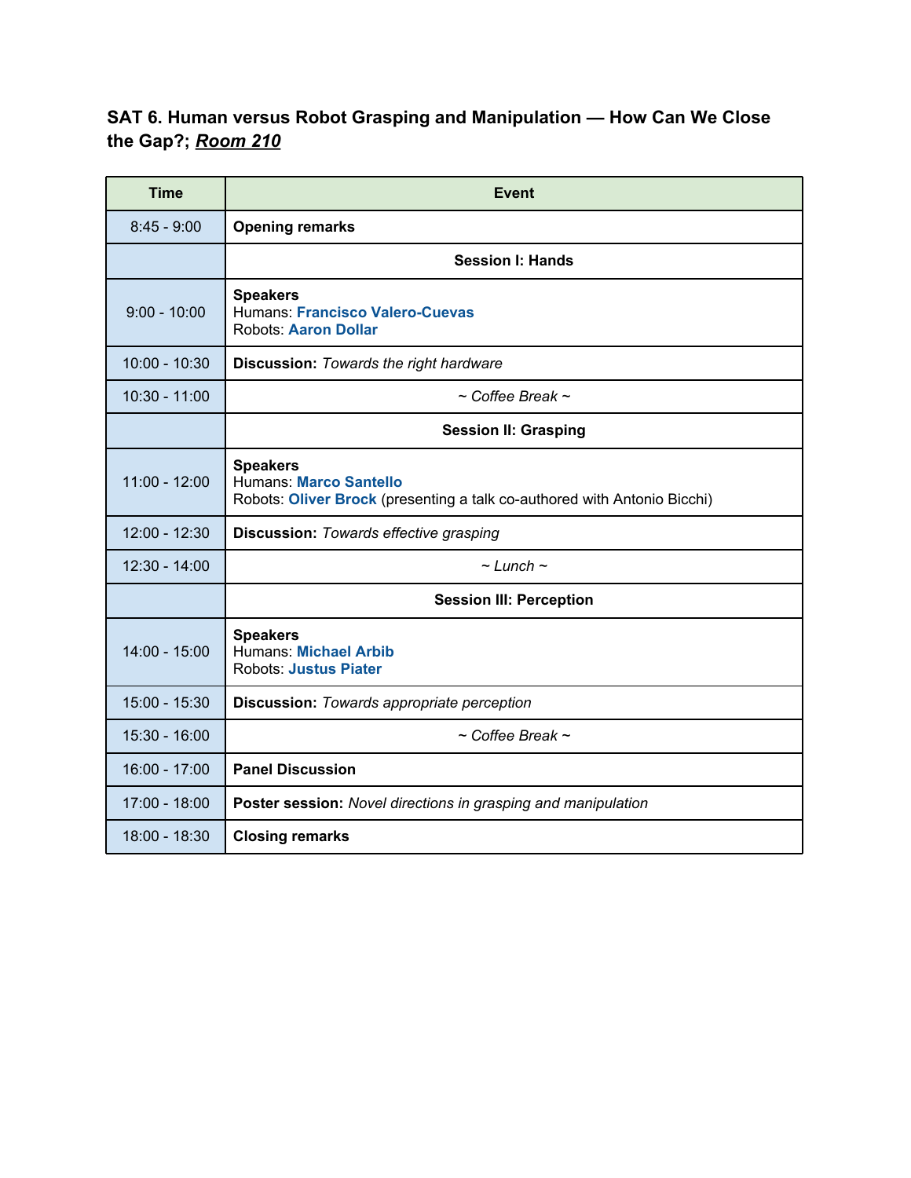### SAT 6. Human versus Robot Grasping and Manipulation — How Can We Close the Gap?; ***Room 210***

| Time | Event |
| --- | --- |
| 8:45 - 9:00 | **Opening remarks** |
| | **Session I: Hands** |
| 9:00 - 10:00 | **Speakers**<br>Humans: **Francisco Valero-Cuevas**<br>Robots: **Aaron Dollar** |
| 10:00 - 10:30 | **Discussion:** *Towards the right hardware* |
| 10:30 - 11:00 | *~ Coffee Break ~* |
| | **Session II: Grasping** |
| 11:00 - 12:00 | **Speakers**<br>Humans: **Marco Santello**<br>Robots: **Oliver Brock** (presenting a talk co-authored with Antonio Bicchi) |
| 12:00 - 12:30 | **Discussion:** *Towards effective grasping* |
| 12:30 - 14:00 | *~ Lunch ~* |
| | **Session III: Perception** |
| 14:00 - 15:00 | **Speakers**<br>Humans: **Michael Arbib**<br>Robots: **Justus Piater** |
| 15:00 - 15:30 | **Discussion:** *Towards appropriate perception* |
| 15:30 - 16:00 | *~ Coffee Break ~* |
| 16:00 - 17:00 | **Panel Discussion** |
| 17:00 - 18:00 | **Poster session:** *Novel directions in grasping and manipulation* |
| 18:00 - 18:30 | **Closing remarks** |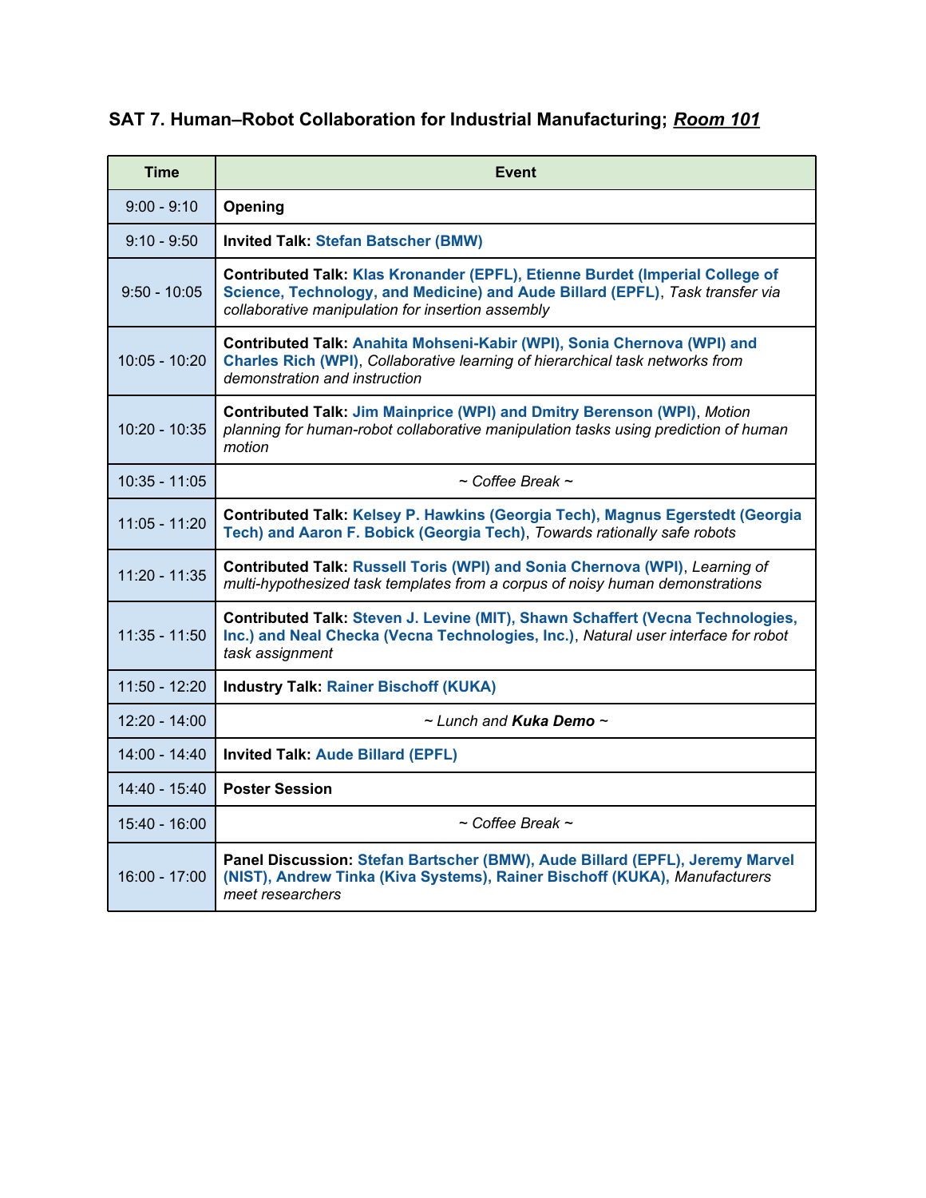### SAT 7. Human–Robot Collaboration for Industrial Manufacturing; ***<u>Room 101</u>***

| Time | Event |
|---|---|
| 9:00 - 9:10 | **Opening** |
| 9:10 - 9:50 | **Invited Talk: Stefan Batscher (BMW)** |
| 9:50 - 10:05 | **Contributed Talk: Klas Kronander (EPFL), Etienne Burdet (Imperial College of Science, Technology, and Medicine) and Aude Billard (EPFL)**, *Task transfer via collaborative manipulation for insertion assembly* |
| 10:05 - 10:20 | **Contributed Talk: Anahita Mohseni-Kabir (WPI), Sonia Chernova (WPI) and Charles Rich (WPI)**, *Collaborative learning of hierarchical task networks from demonstration and instruction* |
| 10:20 - 10:35 | **Contributed Talk: Jim Mainprice (WPI) and Dmitry Berenson (WPI)**, *Motion planning for human-robot collaborative manipulation tasks using prediction of human motion* |
| 10:35 - 11:05 | *~ Coffee Break ~* |
| 11:05 - 11:20 | **Contributed Talk: Kelsey P. Hawkins (Georgia Tech), Magnus Egerstedt (Georgia Tech) and Aaron F. Bobick (Georgia Tech)**, *Towards rationally safe robots* |
| 11:20 - 11:35 | **Contributed Talk: Russell Toris (WPI) and Sonia Chernova (WPI)**, *Learning of multi-hypothesized task templates from a corpus of noisy human demonstrations* |
| 11:35 - 11:50 | **Contributed Talk: Steven J. Levine (MIT), Shawn Schaffert (Vecna Technologies, Inc.) and Neal Checka (Vecna Technologies, Inc.)**, *Natural user interface for robot task assignment* |
| 11:50 - 12:20 | **Industry Talk: Rainer Bischoff (KUKA)** |
| 12:20 - 14:00 | *~ Lunch and **Kuka Demo** ~* |
| 14:00 - 14:40 | **Invited Talk: Aude Billard (EPFL)** |
| 14:40 - 15:40 | **Poster Session** |
| 15:40 - 16:00 | *~ Coffee Break ~* |
| 16:00 - 17:00 | **Panel Discussion: Stefan Bartscher (BMW), Aude Billard (EPFL), Jeremy Marvel (NIST), Andrew Tinka (Kiva Systems), Rainer Bischoff (KUKA),** *Manufacturers meet researchers* |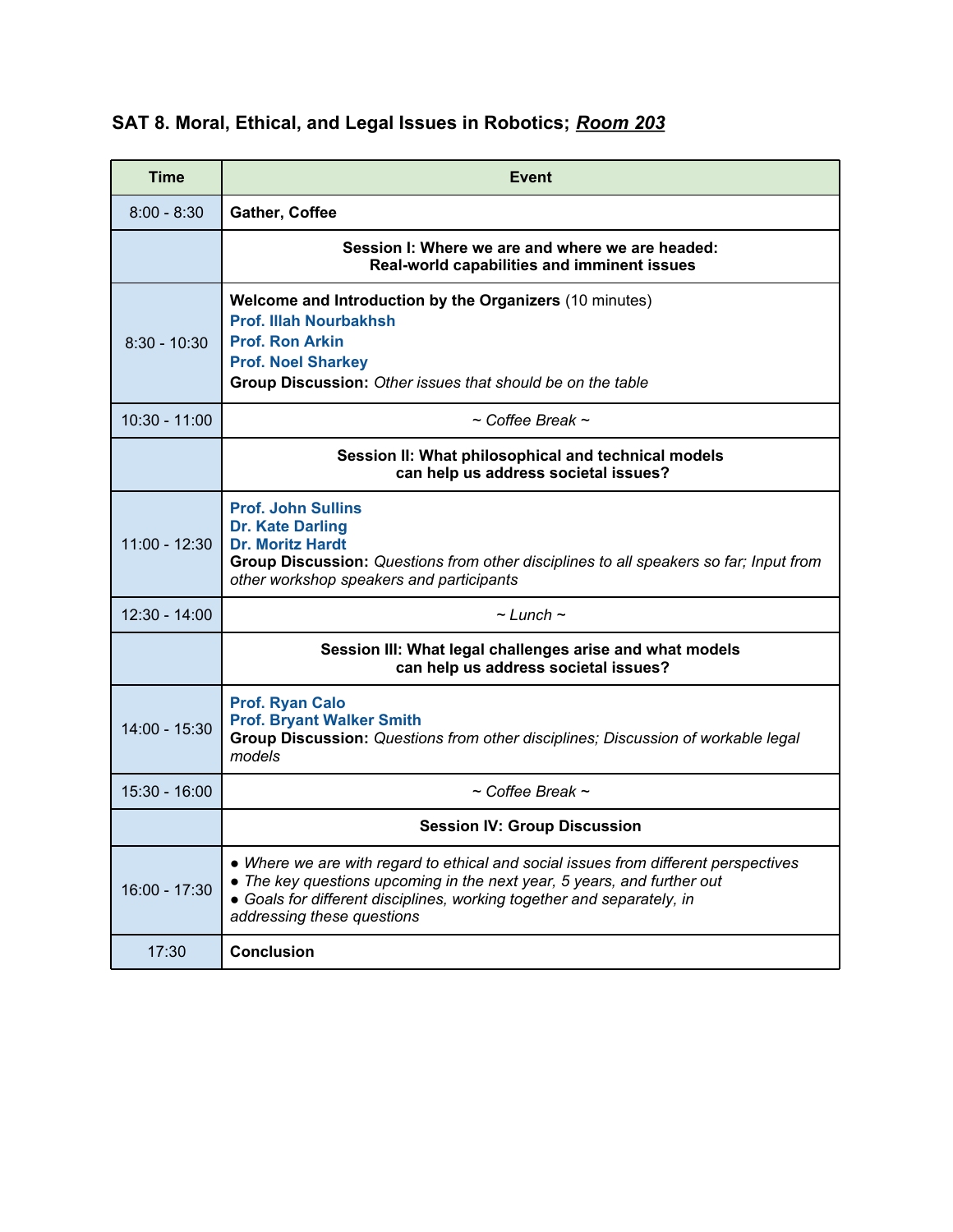### SAT 8. Moral, Ethical, and Legal Issues in Robotics; ***Room 203***

| Time | Event |
|---|---|
| 8:00 - 8:30 | **Gather, Coffee** |
| | **Session I: Where we are and where we are headed: Real-world capabilities and imminent issues** |
| 8:30 - 10:30 | **Welcome and Introduction by the Organizers** (10 minutes)<br>**Prof. Illah Nourbakhsh**<br>**Prof. Ron Arkin**<br>**Prof. Noel Sharkey**<br>**Group Discussion:** *Other issues that should be on the table* |
| 10:30 - 11:00 | *~ Coffee Break ~* |
| | **Session II: What philosophical and technical models can help us address societal issues?** |
| 11:00 - 12:30 | **Prof. John Sullins**<br>**Dr. Kate Darling**<br>**Dr. Moritz Hardt**<br>**Group Discussion:** *Questions from other disciplines to all speakers so far; Input from other workshop speakers and participants* |
| 12:30 - 14:00 | *~ Lunch ~* |
| | **Session III: What legal challenges arise and what models can help us address societal issues?** |
| 14:00 - 15:30 | **Prof. Ryan Calo**<br>**Prof. Bryant Walker Smith**<br>**Group Discussion:** *Questions from other disciplines; Discussion of workable legal models* |
| 15:30 - 16:00 | *~ Coffee Break ~* |
| | **Session IV: Group Discussion** |
| 16:00 - 17:30 | ● *Where we are with regard to ethical and social issues from different perspectives*<br>● *The key questions upcoming in the next year, 5 years, and further out*<br>● *Goals for different disciplines, working together and separately, in addressing these questions* |
| 17:30 | **Conclusion** |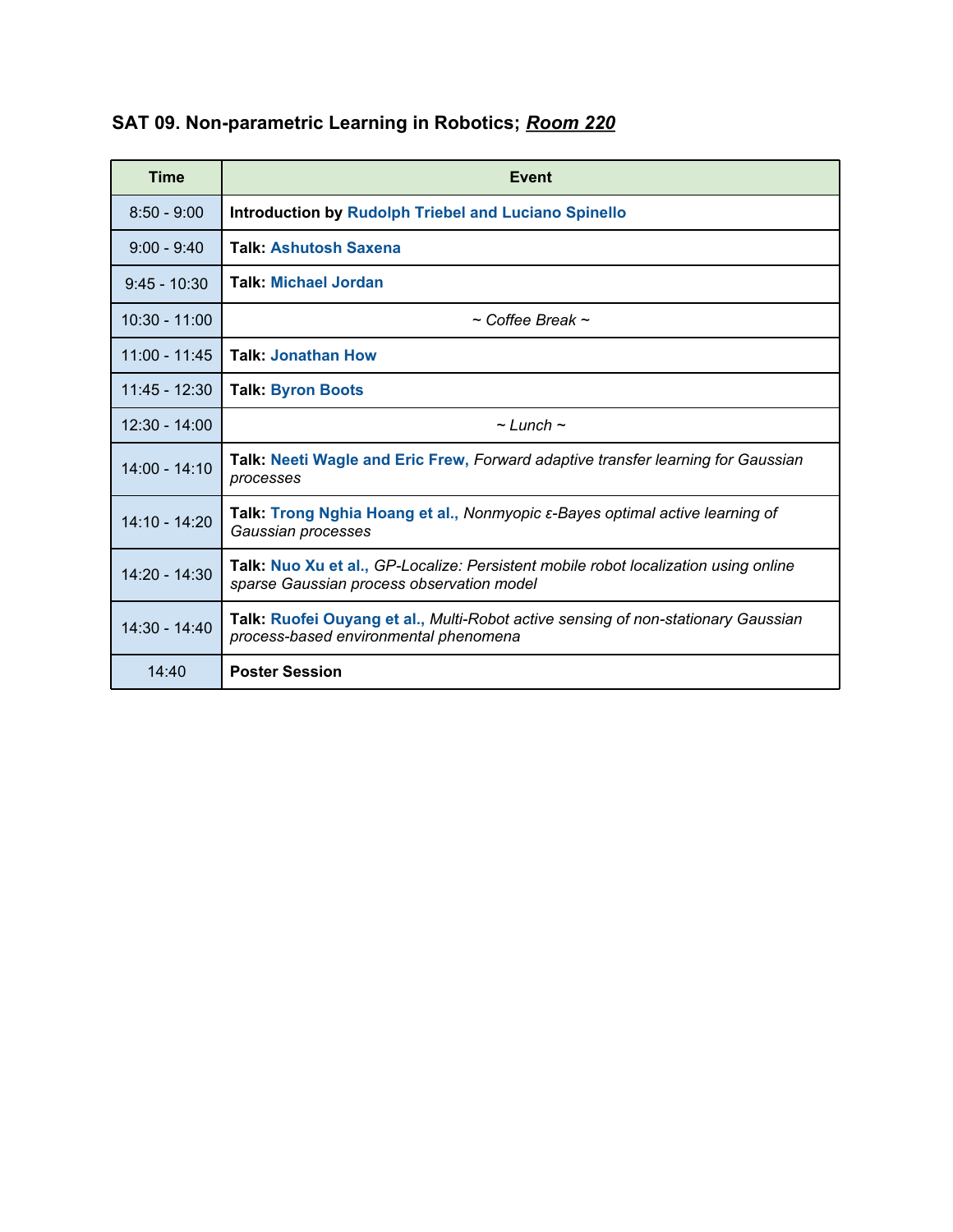### SAT 09. Non-parametric Learning in Robotics; ***Room 220***

| Time | Event |
|---|---|
| 8:50 - 9:00 | **Introduction by Rudolph Triebel and Luciano Spinello** |
| 9:00 - 9:40 | **Talk: Ashutosh Saxena** |
| 9:45 - 10:30 | **Talk: Michael Jordan** |
| 10:30 - 11:00 | *~ Coffee Break ~* |
| 11:00 - 11:45 | **Talk: Jonathan How** |
| 11:45 - 12:30 | **Talk: Byron Boots** |
| 12:30 - 14:00 | *~ Lunch ~* |
| 14:00 - 14:10 | **Talk: Neeti Wagle and Eric Frew,** *Forward adaptive transfer learning for Gaussian processes* |
| 14:10 - 14:20 | **Talk: Trong Nghia Hoang et al.,** *Nonmyopic ε-Bayes optimal active learning of Gaussian processes* |
| 14:20 - 14:30 | **Talk: Nuo Xu et al.,** *GP-Localize: Persistent mobile robot localization using online sparse Gaussian process observation model* |
| 14:30 - 14:40 | **Talk: Ruofei Ouyang et al.,** *Multi-Robot active sensing of non-stationary Gaussian process-based environmental phenomena* |
| 14:40 | **Poster Session** |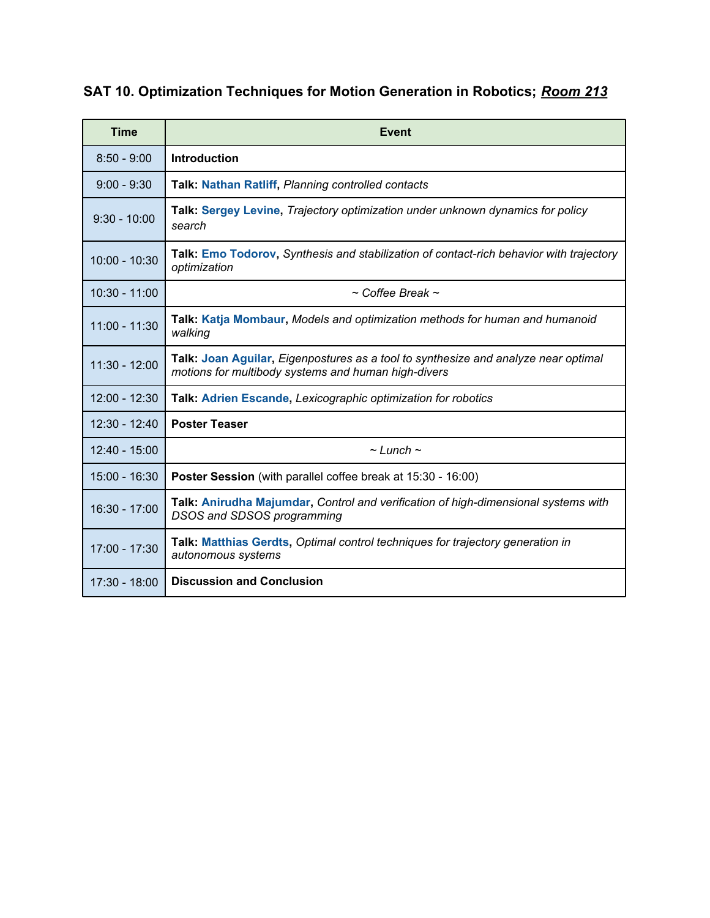### SAT 10. Optimization Techniques for Motion Generation in Robotics; ***Room 213***

| Time | Event |
|---|---|
| 8:50 - 9:00 | **Introduction** |
| 9:00 - 9:30 | **Talk: Nathan Ratliff**, *Planning controlled contacts* |
| 9:30 - 10:00 | **Talk: Sergey Levine**, *Trajectory optimization under unknown dynamics for policy search* |
| 10:00 - 10:30 | **Talk: Emo Todorov**, *Synthesis and stabilization of contact-rich behavior with trajectory optimization* |
| 10:30 - 11:00 | *~ Coffee Break ~* |
| 11:00 - 11:30 | **Talk: Katja Mombaur**, *Models and optimization methods for human and humanoid walking* |
| 11:30 - 12:00 | **Talk: Joan Aguilar**, *Eigenpostures as a tool to synthesize and analyze near optimal motions for multibody systems and human high-divers* |
| 12:00 - 12:30 | **Talk: Adrien Escande**, *Lexicographic optimization for robotics* |
| 12:30 - 12:40 | **Poster Teaser** |
| 12:40 - 15:00 | *~ Lunch ~* |
| 15:00 - 16:30 | **Poster Session** (with parallel coffee break at 15:30 - 16:00) |
| 16:30 - 17:00 | **Talk: Anirudha Majumdar**, *Control and verification of high-dimensional systems with DSOS and SDSOS programming* |
| 17:00 - 17:30 | **Talk: Matthias Gerdts**, *Optimal control techniques for trajectory generation in autonomous systems* |
| 17:30 - 18:00 | **Discussion and Conclusion** |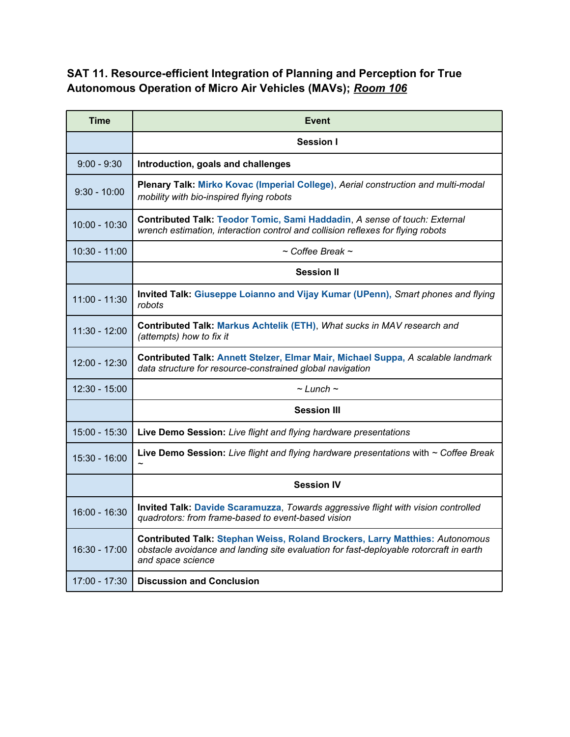### SAT 11. Resource-efficient Integration of Planning and Perception for True Autonomous Operation of Micro Air Vehicles (MAVs); ***Room 106***

| Time | Event |
|---|---|
| | **Session I** |
| 9:00 - 9:30 | **Introduction, goals and challenges** |
| 9:30 - 10:00 | **Plenary Talk:** **Mirko Kovac (Imperial College)**, *Aerial construction and multi-modal mobility with bio-inspired flying robots* |
| 10:00 - 10:30 | **Contributed Talk:** **Teodor Tomic, Sami Haddadin**, *A sense of touch: External wrench estimation, interaction control and collision reflexes for flying robots* |
| 10:30 - 11:00 | *~ Coffee Break ~* |
| | **Session II** |
| 11:00 - 11:30 | **Invited Talk:** **Giuseppe Loianno and Vijay Kumar (UPenn),** *Smart phones and flying robots* |
| 11:30 - 12:00 | **Contributed Talk:** **Markus Achtelik (ETH)**, *What sucks in MAV research and (attempts) how to fix it* |
| 12:00 - 12:30 | **Contributed Talk:** **Annett Stelzer, Elmar Mair, Michael Suppa,** *A scalable landmark data structure for resource-constrained global navigation* |
| 12:30 - 15:00 | *~ Lunch ~* |
| | **Session III** |
| 15:00 - 15:30 | **Live Demo Session:** *Live flight and flying hardware presentations* |
| 15:30 - 16:00 | **Live Demo Session:** *Live flight and flying hardware presentations* with *~ Coffee Break ~* |
| | **Session IV** |
| 16:00 - 16:30 | **Invited Talk:** **Davide Scaramuzza**, *Towards aggressive flight with vision controlled quadrotors: from frame-based to event-based vision* |
| 16:30 - 17:00 | **Contributed Talk:** **Stephan Weiss, Roland Brockers, Larry Matthies:** *Autonomous obstacle avoidance and landing site evaluation for fast-deployable rotorcraft in earth and space science* |
| 17:00 - 17:30 | **Discussion and Conclusion** |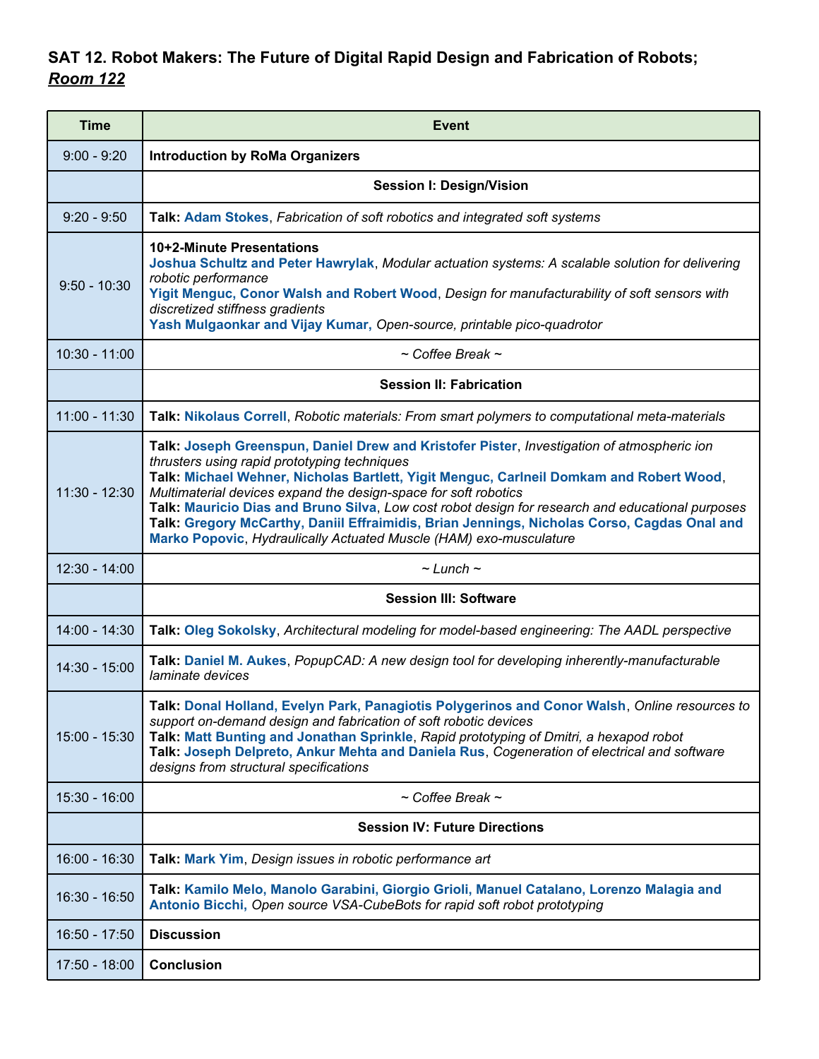### SAT 12. Robot Makers: The Future of Digital Rapid Design and Fabrication of Robots; *Room 122*

| Time | Event |
|---|---|
| 9:00 - 9:20 | **Introduction by RoMa Organizers** |
| | **Session I: Design/Vision** |
| 9:20 - 9:50 | **Talk: Adam Stokes**, *Fabrication of soft robotics and integrated soft systems* |
| 9:50 - 10:30 | **10+2-Minute Presentations**<br>**Joshua Schultz and Peter Hawrylak**, *Modular actuation systems: A scalable solution for delivering robotic performance*<br>**Yigit Menguc, Conor Walsh and Robert Wood**, *Design for manufacturability of soft sensors with discretized stiffness gradients*<br>**Yash Mulgaonkar and Vijay Kumar**, *Open-source, printable pico-quadrotor* |
| 10:30 - 11:00 | *~ Coffee Break ~* |
| | **Session II: Fabrication** |
| 11:00 - 11:30 | **Talk: Nikolaus Correll**, *Robotic materials: From smart polymers to computational meta-materials* |
| 11:30 - 12:30 | **Talk: Joseph Greenspun, Daniel Drew and Kristofer Pister**, *Investigation of atmospheric ion thrusters using rapid prototyping techniques*<br>**Talk: Michael Wehner, Nicholas Bartlett, Yigit Menguc, Carlneil Domkam and Robert Wood**, *Multimaterial devices expand the design-space for soft robotics*<br>**Talk: Mauricio Dias and Bruno Silva**, *Low cost robot design for research and educational purposes*<br>**Talk: Gregory McCarthy, Daniil Effraimidis, Brian Jennings, Nicholas Corso, Cagdas Onal and Marko Popovic**, *Hydraulically Actuated Muscle (HAM) exo-musculature* |
| 12:30 - 14:00 | *~ Lunch ~* |
| | **Session III: Software** |
| 14:00 - 14:30 | **Talk: Oleg Sokolsky**, *Architectural modeling for model-based engineering: The AADL perspective* |
| 14:30 - 15:00 | **Talk: Daniel M. Aukes**, *PopupCAD: A new design tool for developing inherently-manufacturable laminate devices* |
| 15:00 - 15:30 | **Talk: Donal Holland, Evelyn Park, Panagiotis Polygerinos and Conor Walsh**, *Online resources to support on-demand design and fabrication of soft robotic devices*<br>**Talk: Matt Bunting and Jonathan Sprinkle**, *Rapid prototyping of Dmitri, a hexapod robot*<br>**Talk: Joseph Delpreto, Ankur Mehta and Daniela Rus**, *Cogeneration of electrical and software designs from structural specifications* |
| 15:30 - 16:00 | *~ Coffee Break ~* |
| | **Session IV: Future Directions** |
| 16:00 - 16:30 | **Talk: Mark Yim**, *Design issues in robotic performance art* |
| 16:30 - 16:50 | **Talk: Kamilo Melo, Manolo Garabini, Giorgio Grioli, Manuel Catalano, Lorenzo Malagia and Antonio Bicchi,** *Open source VSA-CubeBots for rapid soft robot prototyping* |
| 16:50 - 17:50 | **Discussion** |
| 17:50 - 18:00 | **Conclusion** |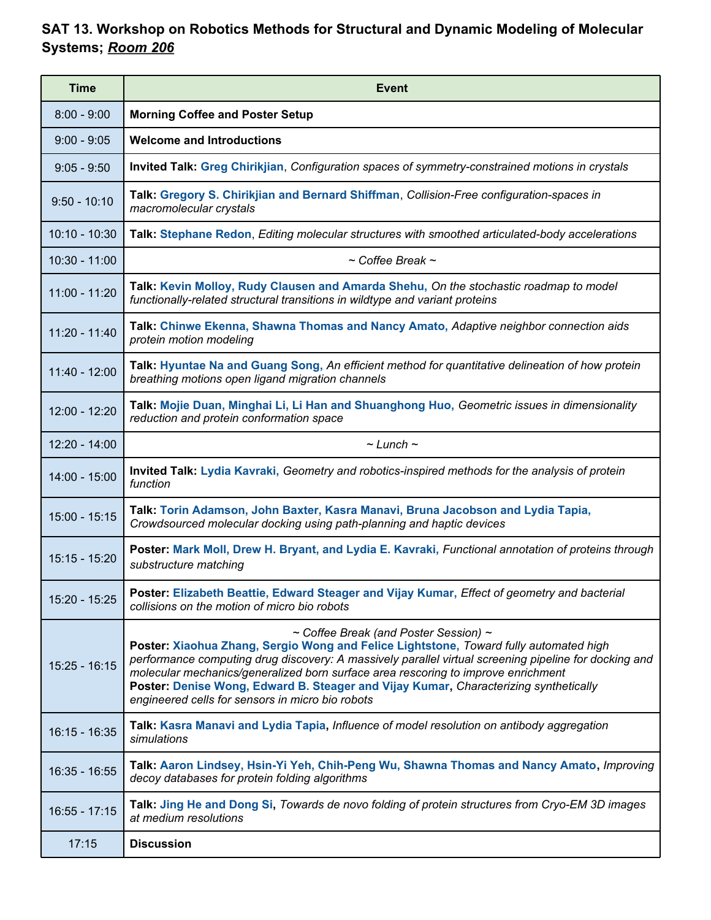## SAT 13. Workshop on Robotics Methods for Structural and Dynamic Modeling of Molecular Systems; <u>*Room 206*</u>

| Time | Event |
|---|---|
| 8:00 - 9:00 | **Morning Coffee and Poster Setup** |
| 9:00 - 9:05 | **Welcome and Introductions** |
| 9:05 - 9:50 | **Invited Talk: Greg Chirikjian**, *Configuration spaces of symmetry-constrained motions in crystals* |
| 9:50 - 10:10 | **Talk: Gregory S. Chirikjian and Bernard Shiffman**, *Collision-Free configuration-spaces in macromolecular crystals* |
| 10:10 - 10:30 | **Talk: Stephane Redon**, *Editing molecular structures with smoothed articulated-body accelerations* |
| 10:30 - 11:00 | *~ Coffee Break ~* |
| 11:00 - 11:20 | **Talk: Kevin Molloy, Rudy Clausen and Amarda Shehu,** *On the stochastic roadmap to model functionally-related structural transitions in wildtype and variant proteins* |
| 11:20 - 11:40 | **Talk: Chinwe Ekenna, Shawna Thomas and Nancy Amato,** *Adaptive neighbor connection aids protein motion modeling* |
| 11:40 - 12:00 | **Talk: Hyuntae Na and Guang Song,** *An efficient method for quantitative delineation of how protein breathing motions open ligand migration channels* |
| 12:00 - 12:20 | **Talk: Mojie Duan, Minghai Li, Li Han and Shuanghong Huo,** *Geometric issues in dimensionality reduction and protein conformation space* |
| 12:20 - 14:00 | *~ Lunch ~* |
| 14:00 - 15:00 | **Invited Talk: Lydia Kavraki,** *Geometry and robotics-inspired methods for the analysis of protein function* |
| 15:00 - 15:15 | **Talk: Torin Adamson, John Baxter, Kasra Manavi, Bruna Jacobson and Lydia Tapia,** *Crowdsourced molecular docking using path-planning and haptic devices* |
| 15:15 - 15:20 | **Poster: Mark Moll, Drew H. Bryant, and Lydia E. Kavraki,** *Functional annotation of proteins through substructure matching* |
| 15:20 - 15:25 | **Poster: Elizabeth Beattie, Edward Steager and Vijay Kumar,** *Effect of geometry and bacterial collisions on the motion of micro bio robots* |
| 15:25 - 16:15 | *~ Coffee Break (and Poster Session) ~* <br> **Poster: Xiaohua Zhang, Sergio Wong and Felice Lightstone,** *Toward fully automated high performance computing drug discovery: A massively parallel virtual screening pipeline for docking and molecular mechanics/generalized born surface area rescoring to improve enrichment* <br> **Poster: Denise Wong, Edward B. Steager and Vijay Kumar**, *Characterizing synthetically engineered cells for sensors in micro bio robots* |
| 16:15 - 16:35 | **Talk: Kasra Manavi and Lydia Tapia**, *Influence of model resolution on antibody aggregation simulations* |
| 16:35 - 16:55 | **Talk: Aaron Lindsey, Hsin-Yi Yeh, Chih-Peng Wu, Shawna Thomas and Nancy Amato**, *Improving decoy databases for protein folding algorithms* |
| 16:55 - 17:15 | **Talk: Jing He and Dong Si,** *Towards de novo folding of protein structures from Cryo-EM 3D images at medium resolutions* |
| 17:15 | **Discussion** |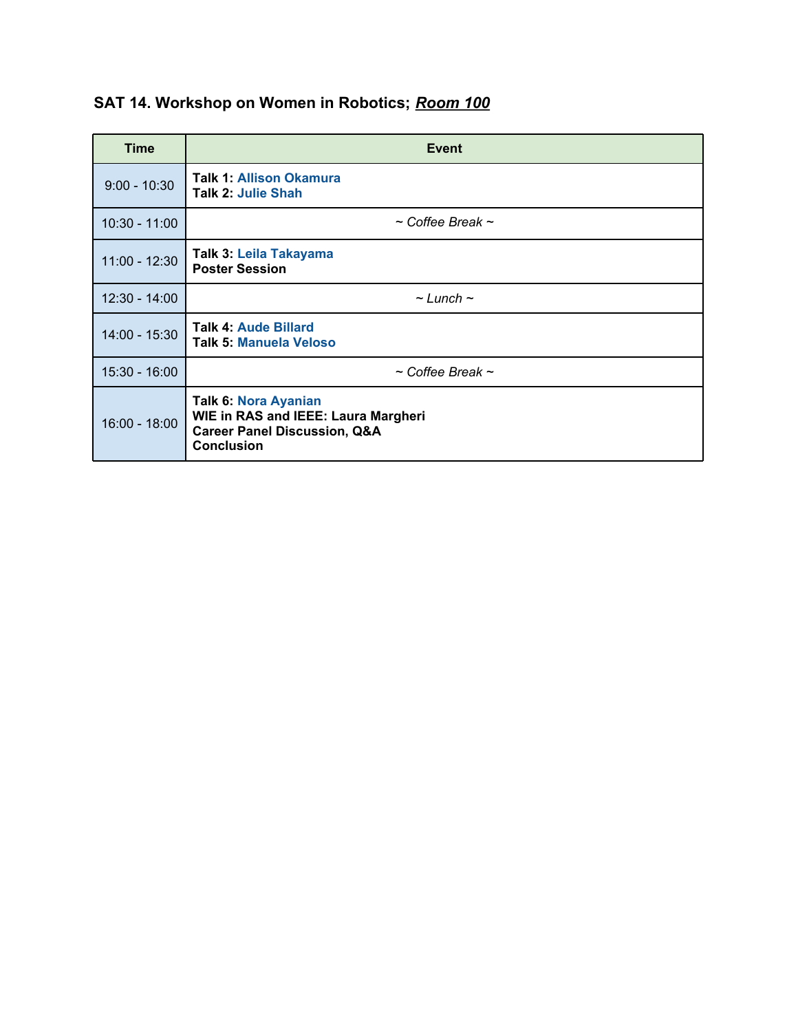### SAT 14. Workshop on Women in Robotics; ***Room 100***

| Time | Event |
| --- | --- |
| 9:00 - 10:30 | **Talk 1: Allison Okamura**<br>**Talk 2: Julie Shah** |
| 10:30 - 11:00 | *~ Coffee Break ~* |
| 11:00 - 12:30 | **Talk 3: Leila Takayama**<br>**Poster Session** |
| 12:30 - 14:00 | *~ Lunch ~* |
| 14:00 - 15:30 | **Talk 4: Aude Billard**<br>**Talk 5: Manuela Veloso** |
| 15:30 - 16:00 | *~ Coffee Break ~* |
| 16:00 - 18:00 | **Talk 6: Nora Ayanian**<br>**WIE in RAS and IEEE: Laura Margheri**<br>**Career Panel Discussion, Q&A**<br>**Conclusion** |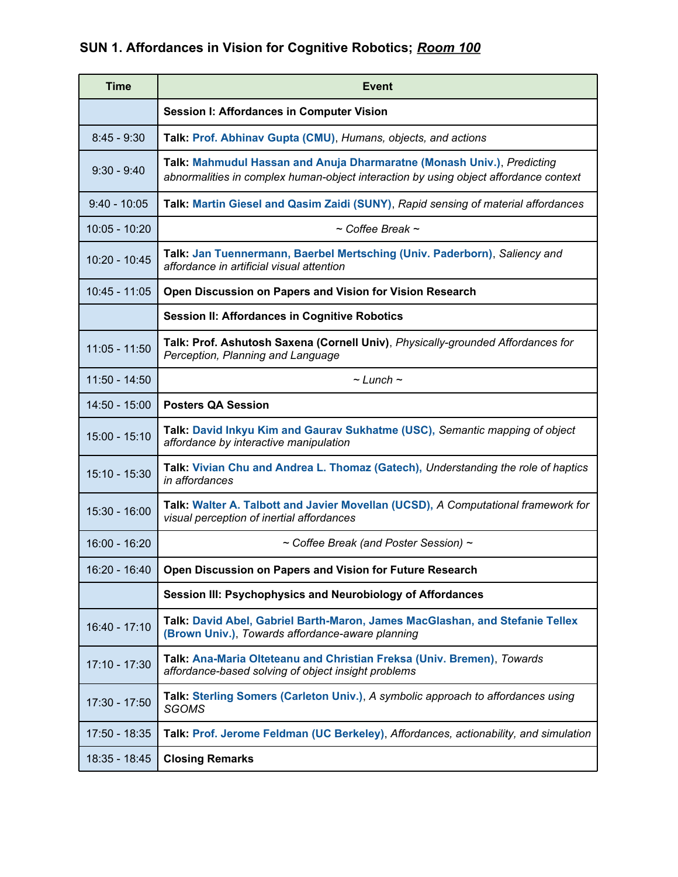### SUN 1. Affordances in Vision for Cognitive Robotics; ***Room 100***

| Time | Event |
|---|---|
| | **Session I: Affordances in Computer Vision** |
| 8:45 - 9:30 | **Talk:** Prof. Abhinav Gupta (CMU), *Humans, objects, and actions* |
| 9:30 - 9:40 | **Talk:** Mahmudul Hassan and Anuja Dharmaratne (Monash Univ.), *Predicting abnormalities in complex human-object interaction by using object affordance context* |
| 9:40 - 10:05 | **Talk:** Martin Giesel and Qasim Zaidi (SUNY), *Rapid sensing of material affordances* |
| 10:05 - 10:20 | *~ Coffee Break ~* |
| 10:20 - 10:45 | **Talk:** Jan Tuennermann, Baerbel Mertsching (Univ. Paderborn), *Saliency and affordance in artificial visual attention* |
| 10:45 - 11:05 | **Open Discussion on Papers and Vision for Vision Research** |
| | **Session II: Affordances in Cognitive Robotics** |
| 11:05 - 11:50 | **Talk: Prof. Ashutosh Saxena (Cornell Univ)**, *Physically-grounded Affordances for Perception, Planning and Language* |
| 11:50 - 14:50 | *~ Lunch ~* |
| 14:50 - 15:00 | **Posters QA Session** |
| 15:00 - 15:10 | **Talk:** David Inkyu Kim and Gaurav Sukhatme (USC), *Semantic mapping of object affordance by interactive manipulation* |
| 15:10 - 15:30 | **Talk:** Vivian Chu and Andrea L. Thomaz (Gatech), *Understanding the role of haptics in affordances* |
| 15:30 - 16:00 | **Talk:** Walter A. Talbott and Javier Movellan (UCSD), *A Computational framework for visual perception of inertial affordances* |
| 16:00 - 16:20 | *~ Coffee Break (and Poster Session) ~* |
| 16:20 - 16:40 | **Open Discussion on Papers and Vision for Future Research** |
| | **Session III: Psychophysics and Neurobiology of Affordances** |
| 16:40 - 17:10 | **Talk:** David Abel, Gabriel Barth-Maron, James MacGlashan, and Stefanie Tellex (Brown Univ.), *Towards affordance-aware planning* |
| 17:10 - 17:30 | **Talk:** Ana-Maria Olteteanu and Christian Freksa (Univ. Bremen), *Towards affordance-based solving of object insight problems* |
| 17:30 - 17:50 | **Talk:** Sterling Somers (Carleton Univ.), *A symbolic approach to affordances using SGOMS* |
| 17:50 - 18:35 | **Talk:** Prof. Jerome Feldman (UC Berkeley), *Affordances, actionability, and simulation* |
| 18:35 - 18:45 | **Closing Remarks** |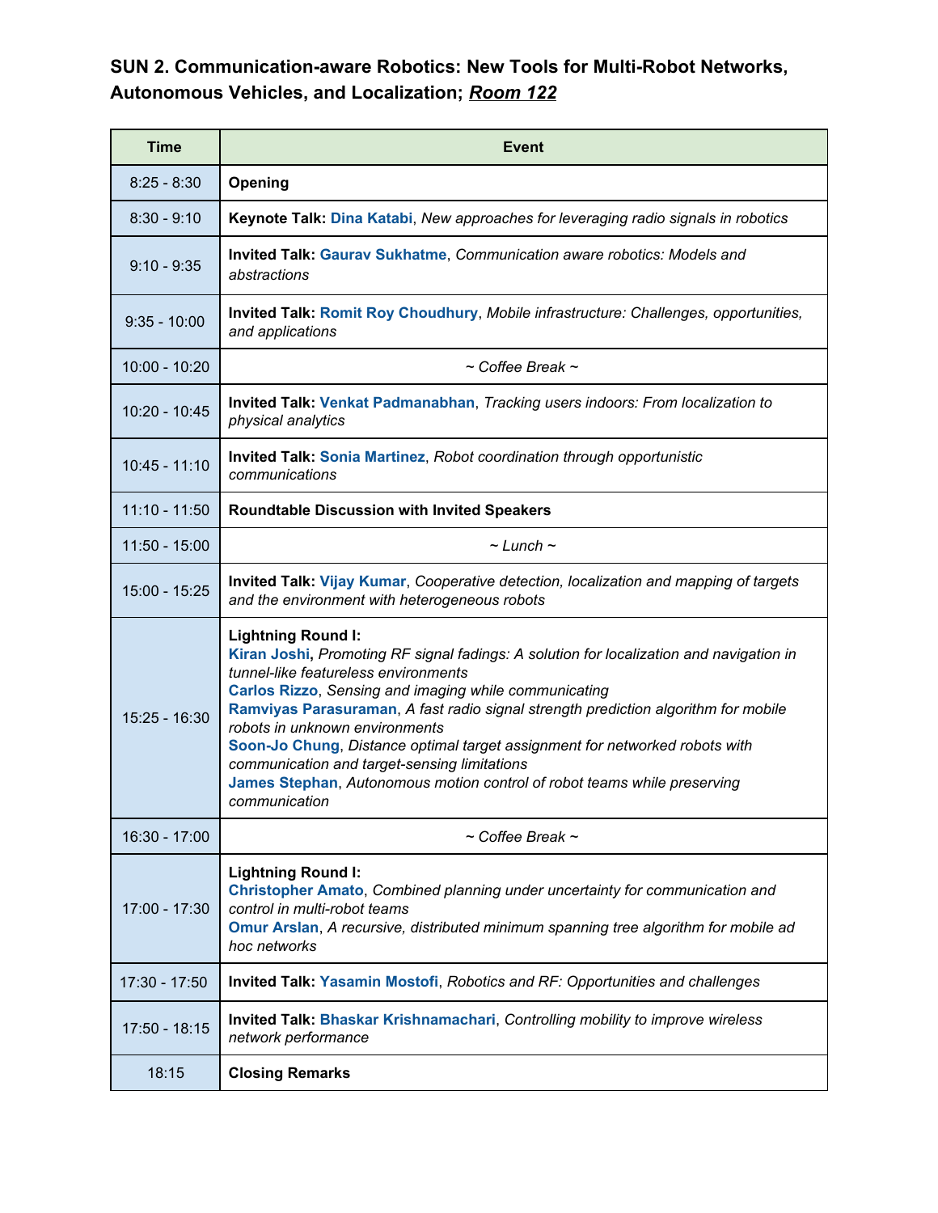## SUN 2. Communication-aware Robotics: New Tools for Multi-Robot Networks, Autonomous Vehicles, and Localization; *Room 122*

| Time | Event |
| --- | --- |
| 8:25 - 8:30 | **Opening** |
| 8:30 - 9:10 | **Keynote Talk:** **Dina Katabi**, *New approaches for leveraging radio signals in robotics* |
| 9:10 - 9:35 | **Invited Talk:** **Gaurav Sukhatme**, *Communication aware robotics: Models and abstractions* |
| 9:35 - 10:00 | **Invited Talk:** **Romit Roy Choudhury**, *Mobile infrastructure: Challenges, opportunities, and applications* |
| 10:00 - 10:20 | *~ Coffee Break ~* |
| 10:20 - 10:45 | **Invited Talk:** **Venkat Padmanabhan**, *Tracking users indoors: From localization to physical analytics* |
| 10:45 - 11:10 | **Invited Talk:** **Sonia Martinez**, *Robot coordination through opportunistic communications* |
| 11:10 - 11:50 | **Roundtable Discussion with Invited Speakers** |
| 11:50 - 15:00 | *~ Lunch ~* |
| 15:00 - 15:25 | **Invited Talk:** **Vijay Kumar**, *Cooperative detection, localization and mapping of targets and the environment with heterogeneous robots* |
| 15:25 - 16:30 | **Lightning Round I:**<br>**Kiran Joshi,** *Promoting RF signal fadings: A solution for localization and navigation in tunnel-like featureless environments*<br>**Carlos Rizzo**, *Sensing and imaging while communicating*<br>**Ramviyas Parasuraman**, *A fast radio signal strength prediction algorithm for mobile robots in unknown environments*<br>**Soon-Jo Chung**, *Distance optimal target assignment for networked robots with communication and target-sensing limitations*<br>**James Stephan**, *Autonomous motion control of robot teams while preserving communication* |
| 16:30 - 17:00 | *~ Coffee Break ~* |
| 17:00 - 17:30 | **Lightning Round I:**<br>**Christopher Amato**, *Combined planning under uncertainty for communication and control in multi-robot teams*<br>**Omur Arslan**, *A recursive, distributed minimum spanning tree algorithm for mobile ad hoc networks* |
| 17:30 - 17:50 | **Invited Talk:** **Yasamin Mostofi**, *Robotics and RF: Opportunities and challenges* |
| 17:50 - 18:15 | **Invited Talk:** **Bhaskar Krishnamachari**, *Controlling mobility to improve wireless network performance* |
| 18:15 | **Closing Remarks** |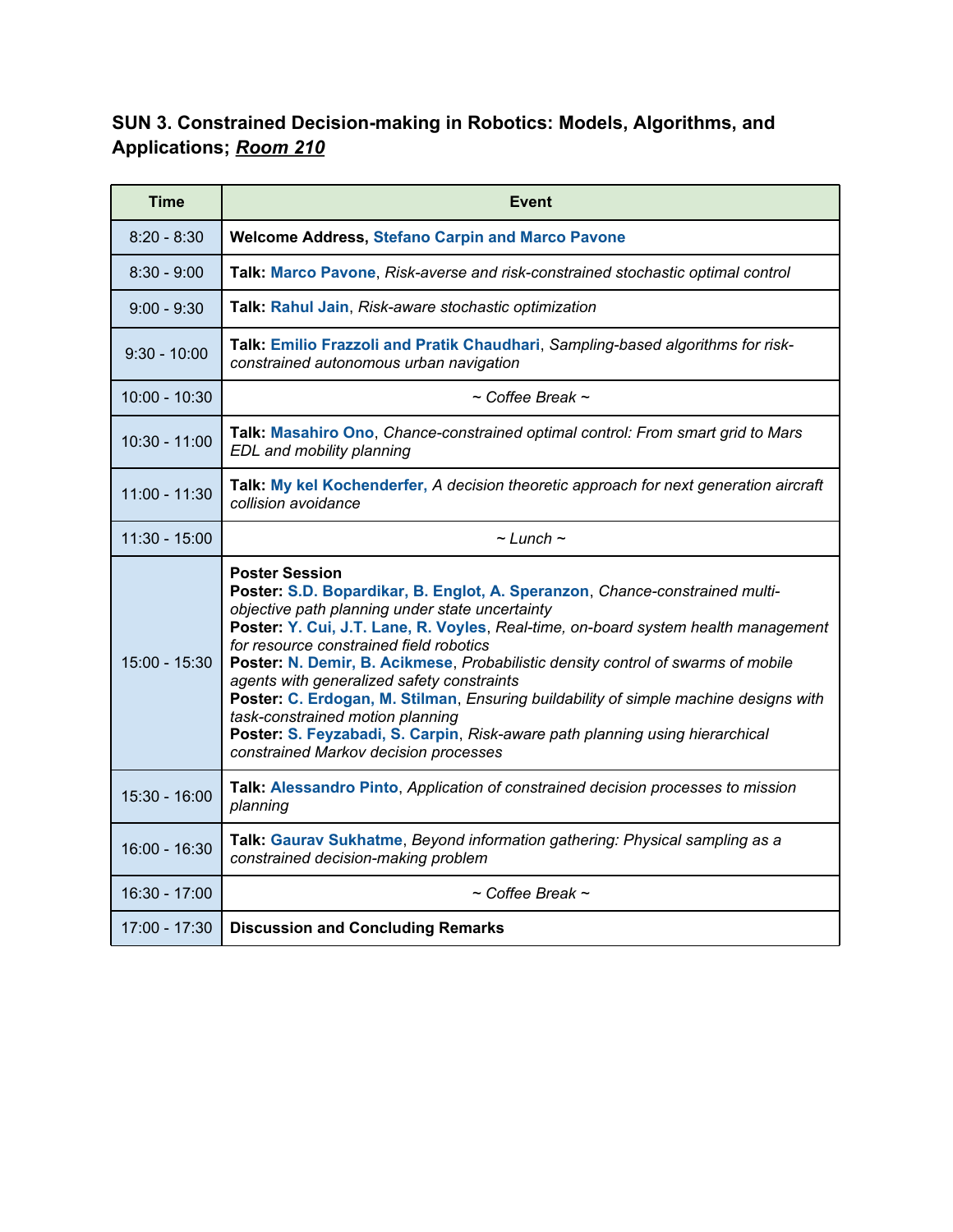## SUN 3. Constrained Decision-making in Robotics: Models, Algorithms, and Applications; ***Room 210***

| Time | Event |
|---|---|
| 8:20 - 8:30 | **Welcome Address, Stefano Carpin and Marco Pavone** |
| 8:30 - 9:00 | **Talk: Marco Pavone**, *Risk-averse and risk-constrained stochastic optimal control* |
| 9:00 - 9:30 | **Talk: Rahul Jain**, *Risk-aware stochastic optimization* |
| 9:30 - 10:00 | **Talk: Emilio Frazzoli and Pratik Chaudhari**, *Sampling-based algorithms for risk-constrained autonomous urban navigation* |
| 10:00 - 10:30 | *~ Coffee Break ~* |
| 10:30 - 11:00 | **Talk: Masahiro Ono**, *Chance-constrained optimal control: From smart grid to Mars EDL and mobility planning* |
| 11:00 - 11:30 | **Talk: My kel Kochenderfer,** *A decision theoretic approach for next generation aircraft collision avoidance* |
| 11:30 - 15:00 | *~ Lunch ~* |
| 15:00 - 15:30 | **Poster Session**<br>**Poster: S.D. Bopardikar, B. Englot, A. Speranzon**, *Chance-constrained multi-objective path planning under state uncertainty*<br>**Poster: Y. Cui, J.T. Lane, R. Voyles**, *Real-time, on-board system health management for resource constrained field robotics*<br>**Poster: N. Demir, B. Acikmese**, *Probabilistic density control of swarms of mobile agents with generalized safety constraints*<br>**Poster: C. Erdogan, M. Stilman**, *Ensuring buildability of simple machine designs with task-constrained motion planning*<br>**Poster: S. Feyzabadi, S. Carpin**, *Risk-aware path planning using hierarchical constrained Markov decision processes* |
| 15:30 - 16:00 | **Talk: Alessandro Pinto**, *Application of constrained decision processes to mission planning* |
| 16:00 - 16:30 | **Talk: Gaurav Sukhatme**, *Beyond information gathering: Physical sampling as a constrained decision-making problem* |
| 16:30 - 17:00 | *~ Coffee Break ~* |
| 17:00 - 17:30 | **Discussion and Concluding Remarks** |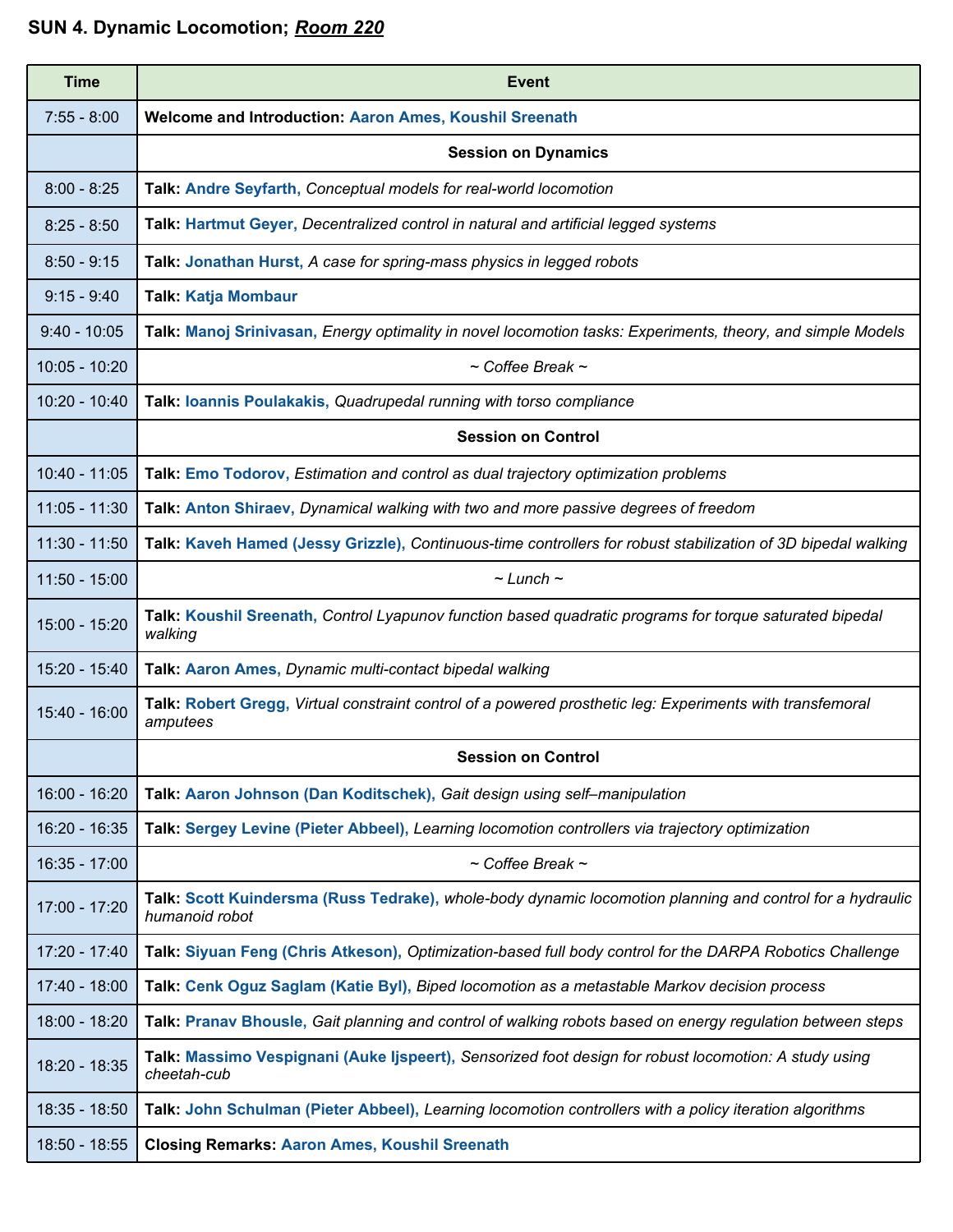## SUN 4. Dynamic Locomotion; *Room 220*

| Time | Event |
|---|---|
| 7:55 - 8:00 | **Welcome and Introduction:** Aaron Ames, Koushil Sreenath |
| | **Session on Dynamics** |
| 8:00 - 8:25 | **Talk:** Andre Seyfarth, *Conceptual models for real-world locomotion* |
| 8:25 - 8:50 | **Talk:** Hartmut Geyer, *Decentralized control in natural and artificial legged systems* |
| 8:50 - 9:15 | **Talk:** Jonathan Hurst, *A case for spring-mass physics in legged robots* |
| 9:15 - 9:40 | **Talk:** Katja Mombaur |
| 9:40 - 10:05 | **Talk:** Manoj Srinivasan, *Energy optimality in novel locomotion tasks: Experiments, theory, and simple Models* |
| 10:05 - 10:20 | *~ Coffee Break ~* |
| 10:20 - 10:40 | **Talk:** Ioannis Poulakakis, *Quadrupedal running with torso compliance* |
| | **Session on Control** |
| 10:40 - 11:05 | **Talk:** Emo Todorov, *Estimation and control as dual trajectory optimization problems* |
| 11:05 - 11:30 | **Talk:** Anton Shiraev, *Dynamical walking with two and more passive degrees of freedom* |
| 11:30 - 11:50 | **Talk:** Kaveh Hamed (Jessy Grizzle), *Continuous-time controllers for robust stabilization of 3D bipedal walking* |
| 11:50 - 15:00 | *~ Lunch ~* |
| 15:00 - 15:20 | **Talk:** Koushil Sreenath, *Control Lyapunov function based quadratic programs for torque saturated bipedal walking* |
| 15:20 - 15:40 | **Talk:** Aaron Ames, *Dynamic multi-contact bipedal walking* |
| 15:40 - 16:00 | **Talk:** Robert Gregg, *Virtual constraint control of a powered prosthetic leg: Experiments with transfemoral amputees* |
| | **Session on Control** |
| 16:00 - 16:20 | **Talk:** Aaron Johnson (Dan Koditschek), *Gait design using self–manipulation* |
| 16:20 - 16:35 | **Talk:** Sergey Levine (Pieter Abbeel), *Learning locomotion controllers via trajectory optimization* |
| 16:35 - 17:00 | *~ Coffee Break ~* |
| 17:00 - 17:20 | **Talk:** Scott Kuindersma (Russ Tedrake), *whole-body dynamic locomotion planning and control for a hydraulic humanoid robot* |
| 17:20 - 17:40 | **Talk:** Siyuan Feng (Chris Atkeson), *Optimization-based full body control for the DARPA Robotics Challenge* |
| 17:40 - 18:00 | **Talk:** Cenk Oguz Saglam (Katie Byl), *Biped locomotion as a metastable Markov decision process* |
| 18:00 - 18:20 | **Talk:** Pranav Bhousle, *Gait planning and control of walking robots based on energy regulation between steps* |
| 18:20 - 18:35 | **Talk:** Massimo Vespignani (Auke Ijspeert), *Sensorized foot design for robust locomotion: A study using cheetah-cub* |
| 18:35 - 18:50 | **Talk:** John Schulman (Pieter Abbeel), *Learning locomotion controllers with a policy iteration algorithms* |
| 18:50 - 18:55 | **Closing Remarks:** Aaron Ames, Koushil Sreenath |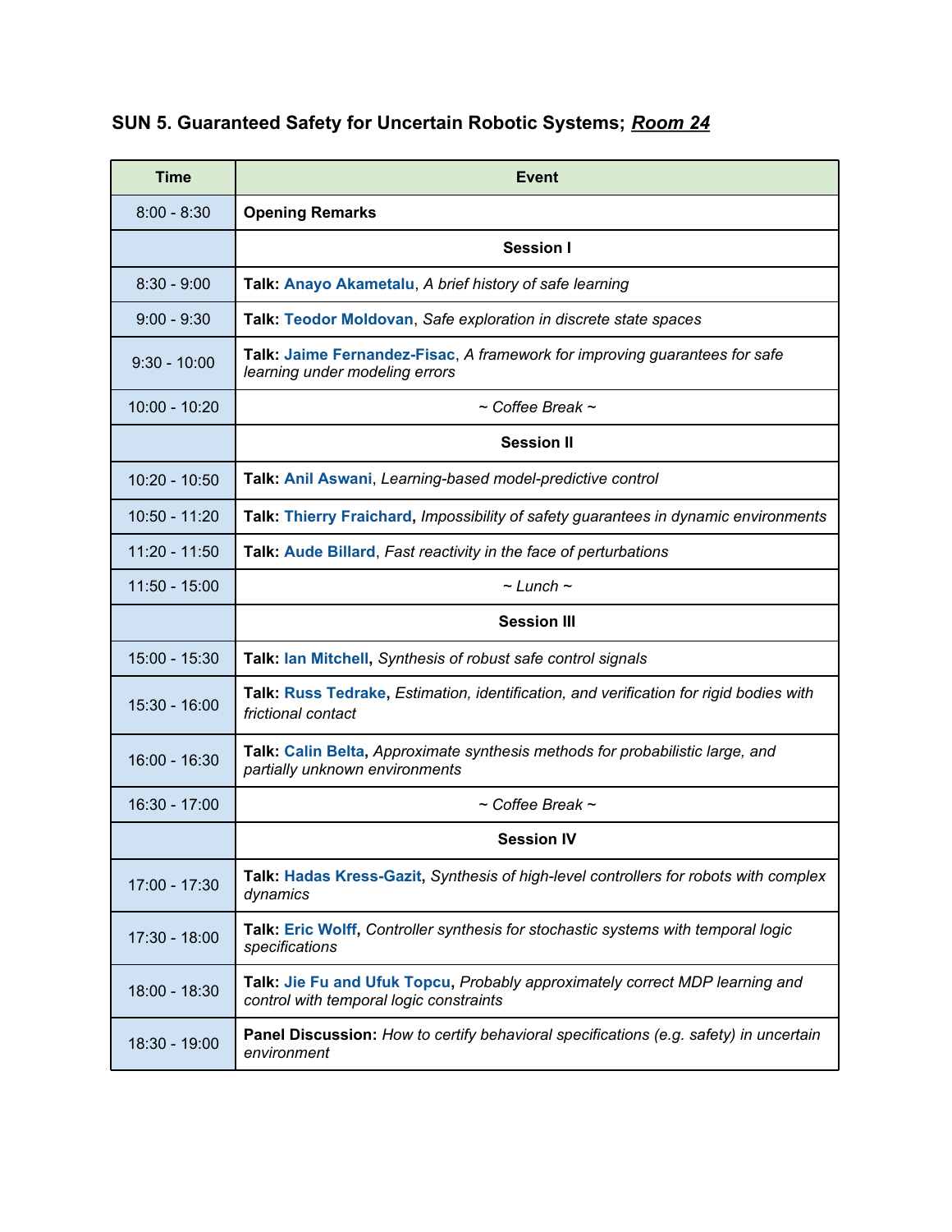### SUN 5. Guaranteed Safety for Uncertain Robotic Systems; ***Room 24***

| Time | Event |
|---|---|
| 8:00 - 8:30 | **Opening Remarks** |
| | **Session I** |
| 8:30 - 9:00 | **Talk:** **Anayo Akametalu**, *A brief history of safe learning* |
| 9:00 - 9:30 | **Talk:** **Teodor Moldovan**, *Safe exploration in discrete state spaces* |
| 9:30 - 10:00 | **Talk:** **Jaime Fernandez-Fisac**, *A framework for improving guarantees for safe learning under modeling errors* |
| 10:00 - 10:20 | *~ Coffee Break ~* |
| | **Session II** |
| 10:20 - 10:50 | **Talk:** **Anil Aswani**, *Learning-based model-predictive control* |
| 10:50 - 11:20 | **Talk:** **Thierry Fraichard**, *Impossibility of safety guarantees in dynamic environments* |
| 11:20 - 11:50 | **Talk:** **Aude Billard**, *Fast reactivity in the face of perturbations* |
| 11:50 - 15:00 | *~ Lunch ~* |
| | **Session III** |
| 15:00 - 15:30 | **Talk:** **Ian Mitchell**, *Synthesis of robust safe control signals* |
| 15:30 - 16:00 | **Talk:** **Russ Tedrake**, *Estimation, identification, and verification for rigid bodies with frictional contact* |
| 16:00 - 16:30 | **Talk:** **Calin Belta**, *Approximate synthesis methods for probabilistic large, and partially unknown environments* |
| 16:30 - 17:00 | *~ Coffee Break ~* |
| | **Session IV** |
| 17:00 - 17:30 | **Talk:** **Hadas Kress-Gazit**, *Synthesis of high-level controllers for robots with complex dynamics* |
| 17:30 - 18:00 | **Talk:** **Eric Wolff**, *Controller synthesis for stochastic systems with temporal logic specifications* |
| 18:00 - 18:30 | **Talk:** **Jie Fu and Ufuk Topcu**, *Probably approximately correct MDP learning and control with temporal logic constraints* |
| 18:30 - 19:00 | **Panel Discussion:** *How to certify behavioral specifications (e.g. safety) in uncertain environment* |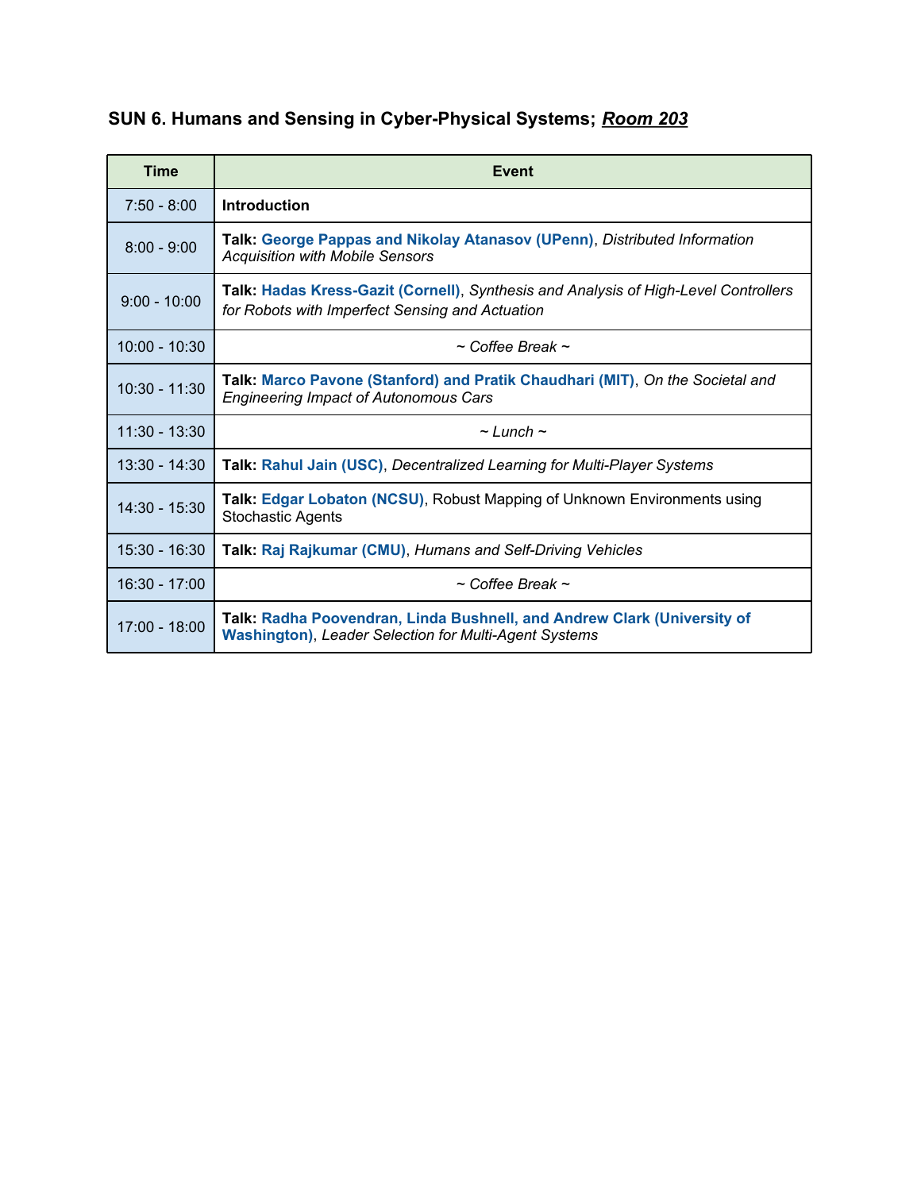### SUN 6. Humans and Sensing in Cyber-Physical Systems; ***Room 203***

| Time | Event |
|---|---|
| 7:50 - 8:00 | **Introduction** |
| 8:00 - 9:00 | **Talk: George Pappas and Nikolay Atanasov (UPenn)**, *Distributed Information Acquisition with Mobile Sensors* |
| 9:00 - 10:00 | **Talk: Hadas Kress-Gazit (Cornell)**, *Synthesis and Analysis of High-Level Controllers for Robots with Imperfect Sensing and Actuation* |
| 10:00 - 10:30 | *~ Coffee Break ~* |
| 10:30 - 11:30 | **Talk: Marco Pavone (Stanford) and Pratik Chaudhari (MIT)**, *On the Societal and Engineering Impact of Autonomous Cars* |
| 11:30 - 13:30 | *~ Lunch ~* |
| 13:30 - 14:30 | **Talk: Rahul Jain (USC)**, *Decentralized Learning for Multi-Player Systems* |
| 14:30 - 15:30 | **Talk: Edgar Lobaton (NCSU)**, Robust Mapping of Unknown Environments using Stochastic Agents |
| 15:30 - 16:30 | **Talk: Raj Rajkumar (CMU)**, *Humans and Self-Driving Vehicles* |
| 16:30 - 17:00 | *~ Coffee Break ~* |
| 17:00 - 18:00 | **Talk: Radha Poovendran, Linda Bushnell, and Andrew Clark (University of Washington)**, *Leader Selection for Multi-Agent Systems* |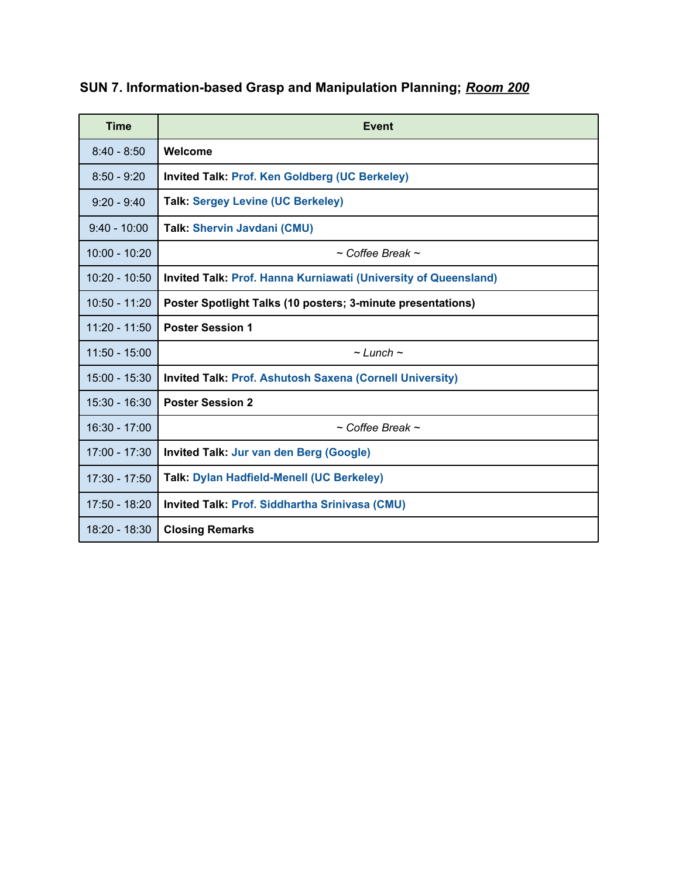### SUN 7. Information-based Grasp and Manipulation Planning; ***Room 200***

| Time | Event |
| --- | --- |
| 8:40 - 8:50 | **Welcome** |
| 8:50 - 9:20 | **Invited Talk: Prof. Ken Goldberg (UC Berkeley)** |
| 9:20 - 9:40 | **Talk: Sergey Levine (UC Berkeley)** |
| 9:40 - 10:00 | **Talk: Shervin Javdani (CMU)** |
| 10:00 - 10:20 | *~ Coffee Break ~* |
| 10:20 - 10:50 | **Invited Talk: Prof. Hanna Kurniawati (University of Queensland)** |
| 10:50 - 11:20 | **Poster Spotlight Talks (10 posters; 3-minute presentations)** |
| 11:20 - 11:50 | **Poster Session 1** |
| 11:50 - 15:00 | *~ Lunch ~* |
| 15:00 - 15:30 | **Invited Talk: Prof. Ashutosh Saxena (Cornell University)** |
| 15:30 - 16:30 | **Poster Session 2** |
| 16:30 - 17:00 | *~ Coffee Break ~* |
| 17:00 - 17:30 | **Invited Talk: Jur van den Berg (Google)** |
| 17:30 - 17:50 | **Talk: Dylan Hadfield-Menell (UC Berkeley)** |
| 17:50 - 18:20 | **Invited Talk: Prof. Siddhartha Srinivasa (CMU)** |
| 18:20 - 18:30 | **Closing Remarks** |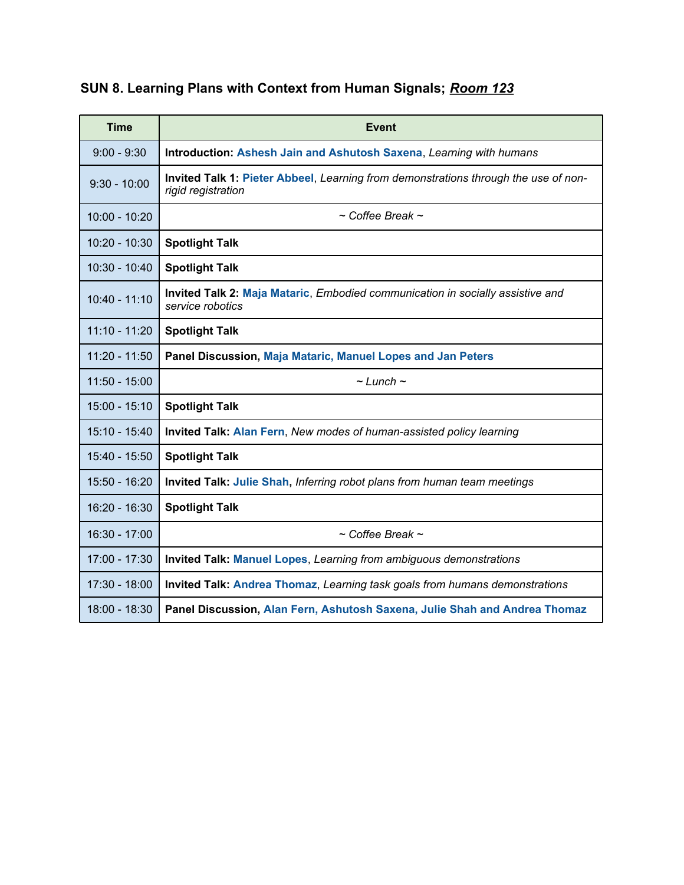### SUN 8. Learning Plans with Context from Human Signals; *Room 123*

| Time | Event |
|---|---|
| 9:00 - 9:30 | **Introduction:** Ashesh Jain and Ashutosh Saxena, *Learning with humans* |
| 9:30 - 10:00 | **Invited Talk 1:** Pieter Abbeel, *Learning from demonstrations through the use of non-rigid registration* |
| 10:00 - 10:20 | *~ Coffee Break ~* |
| 10:20 - 10:30 | **Spotlight Talk** |
| 10:30 - 10:40 | **Spotlight Talk** |
| 10:40 - 11:10 | **Invited Talk 2:** Maja Mataric, *Embodied communication in socially assistive and service robotics* |
| 11:10 - 11:20 | **Spotlight Talk** |
| 11:20 - 11:50 | **Panel Discussion,** Maja Mataric, Manuel Lopes and Jan Peters |
| 11:50 - 15:00 | *~ Lunch ~* |
| 15:00 - 15:10 | **Spotlight Talk** |
| 15:10 - 15:40 | **Invited Talk:** Alan Fern, *New modes of human-assisted policy learning* |
| 15:40 - 15:50 | **Spotlight Talk** |
| 15:50 - 16:20 | **Invited Talk:** Julie Shah, *Inferring robot plans from human team meetings* |
| 16:20 - 16:30 | **Spotlight Talk** |
| 16:30 - 17:00 | *~ Coffee Break ~* |
| 17:00 - 17:30 | **Invited Talk:** Manuel Lopes, *Learning from ambiguous demonstrations* |
| 17:30 - 18:00 | **Invited Talk:** Andrea Thomaz, *Learning task goals from humans demonstrations* |
| 18:00 - 18:30 | **Panel Discussion,** Alan Fern, Ashutosh Saxena, Julie Shah and Andrea Thomaz |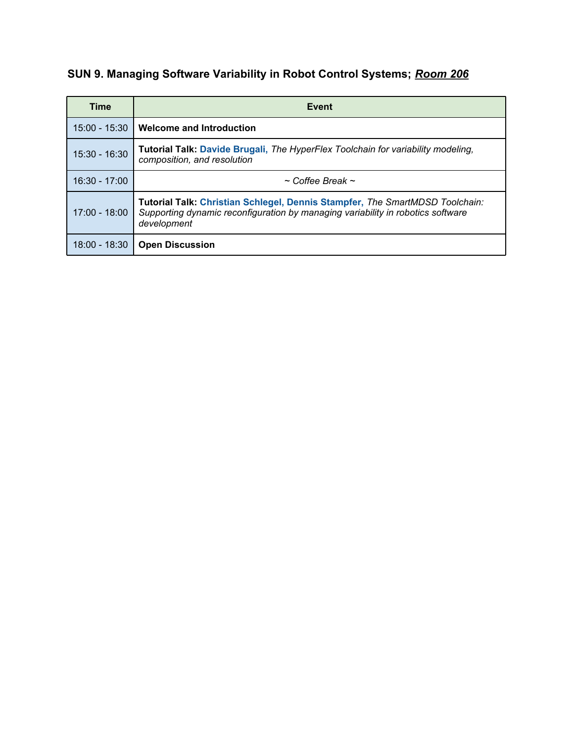### SUN 9. Managing Software Variability in Robot Control Systems; ***Room 206***

| Time | Event |
|---|---|
| 15:00 - 15:30 | **Welcome and Introduction** |
| 15:30 - 16:30 | **Tutorial Talk: Davide Brugali,** *The HyperFlex Toolchain for variability modeling, composition, and resolution* |
| 16:30 - 17:00 | *~ Coffee Break ~* |
| 17:00 - 18:00 | **Tutorial Talk: Christian Schlegel, Dennis Stampfer,** *The SmartMDSD Toolchain: Supporting dynamic reconfiguration by managing variability in robotics software development* |
| 18:00 - 18:30 | **Open Discussion** |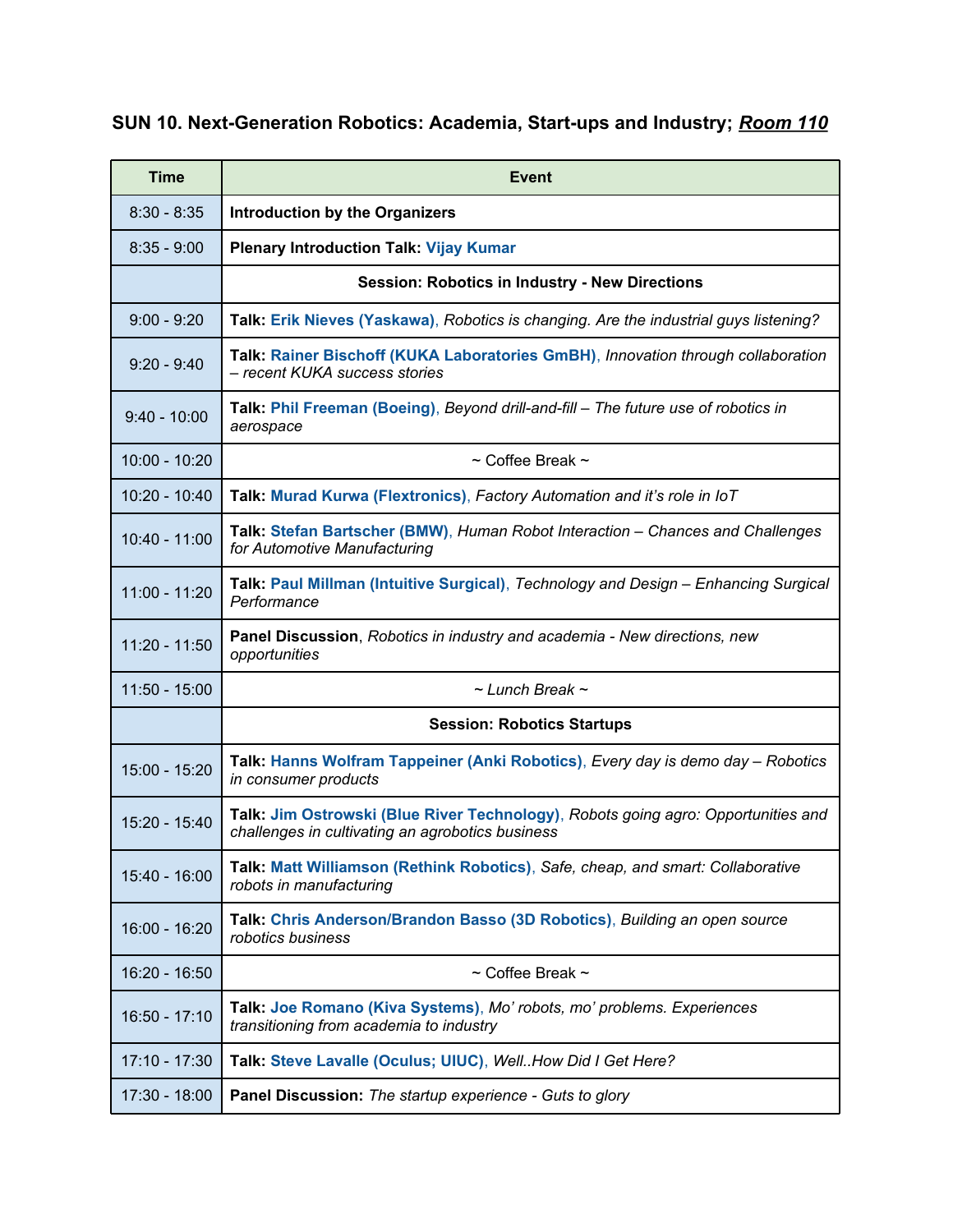### SUN 10. Next-Generation Robotics: Academia, Start-ups and Industry; ***Room 110***

| Time | Event |
|---|---|
| 8:30 - 8:35 | **Introduction by the Organizers** |
| 8:35 - 9:00 | **Plenary Introduction Talk:** Vijay Kumar |
| | **Session: Robotics in Industry - New Directions** |
| 9:00 - 9:20 | **Talk:** Erik Nieves (Yaskawa), *Robotics is changing. Are the industrial guys listening?* |
| 9:20 - 9:40 | **Talk:** Rainer Bischoff (KUKA Laboratories GmbH), *Innovation through collaboration – recent KUKA success stories* |
| 9:40 - 10:00 | **Talk:** Phil Freeman (Boeing), *Beyond drill-and-fill – The future use of robotics in aerospace* |
| 10:00 - 10:20 | ~ Coffee Break ~ |
| 10:20 - 10:40 | **Talk:** Murad Kurwa (Flextronics), *Factory Automation and it's role in IoT* |
| 10:40 - 11:00 | **Talk:** Stefan Bartscher (BMW), *Human Robot Interaction – Chances and Challenges for Automotive Manufacturing* |
| 11:00 - 11:20 | **Talk:** Paul Millman (Intuitive Surgical), *Technology and Design – Enhancing Surgical Performance* |
| 11:20 - 11:50 | **Panel Discussion**, *Robotics in industry and academia - New directions, new opportunities* |
| 11:50 - 15:00 | *~ Lunch Break ~* |
| | **Session: Robotics Startups** |
| 15:00 - 15:20 | **Talk:** Hanns Wolfram Tappeiner (Anki Robotics), *Every day is demo day – Robotics in consumer products* |
| 15:20 - 15:40 | **Talk:** Jim Ostrowski (Blue River Technology), *Robots going agro: Opportunities and challenges in cultivating an agrobotics business* |
| 15:40 - 16:00 | **Talk:** Matt Williamson (Rethink Robotics), *Safe, cheap, and smart: Collaborative robots in manufacturing* |
| 16:00 - 16:20 | **Talk:** Chris Anderson/Brandon Basso (3D Robotics), *Building an open source robotics business* |
| 16:20 - 16:50 | ~ Coffee Break ~ |
| 16:50 - 17:10 | **Talk:** Joe Romano (Kiva Systems), *Mo' robots, mo' problems. Experiences transitioning from academia to industry* |
| 17:10 - 17:30 | **Talk:** Steve Lavalle (Oculus; UIUC), *Well..How Did I Get Here?* |
| 17:30 - 18:00 | **Panel Discussion:** *The startup experience - Guts to glory* |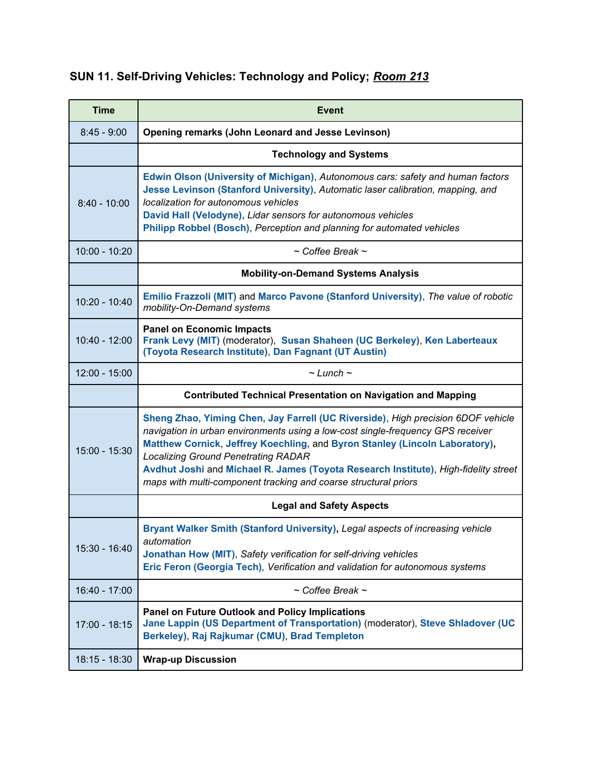## SUN 11. Self-Driving Vehicles: Technology and Policy; *Room 213*

| Time | Event |
|---|---|
| 8:45 - 9:00 | **Opening remarks (John Leonard and Jesse Levinson)** |
| | **Technology and Systems** |
| 8:40 - 10:00 | **Edwin Olson (University of Michigan)**, *Autonomous cars: safety and human factors*<br>**Jesse Levinson (Stanford University)**, *Automatic laser calibration, mapping, and localization for autonomous vehicles*<br>**David Hall (Velodyne),** *Lidar sensors for autonomous vehicles*<br>**Philipp Robbel (Bosch)**, *Perception and planning for automated vehicles* |
| 10:00 - 10:20 | *~ Coffee Break ~* |
| | **Mobility-on-Demand Systems Analysis** |
| 10:20 - 10:40 | **Emilio Frazzoli (MIT)** and **Marco Pavone (Stanford University)**, *The value of robotic mobility-On-Demand systems* |
| 10:40 - 12:00 | **Panel on Economic Impacts**<br>**Frank Levy (MIT)** (moderator), **Susan Shaheen (UC Berkeley)**, **Ken Laberteaux (Toyota Research Institute)**, **Dan Fagnant (UT Austin)** |
| 12:00 - 15:00 | *~ Lunch ~* |
| | **Contributed Technical Presentation on Navigation and Mapping** |
| 15:00 - 15:30 | **Sheng Zhao, Yiming Chen, Jay Farrell (UC Riverside)**, *High precision 6DOF vehicle navigation in urban environments using a low-cost single-frequency GPS receiver*<br>**Matthew Cornick**, **Jeffrey Koechling,** and **Byron Stanley (Lincoln Laboratory),** *Localizing Ground Penetrating RADAR*<br>**Avdhut Joshi** and **Michael R. James (Toyota Research Institute)**, *High-fidelity street maps with multi-component tracking and coarse structural priors* |
| | **Legal and Safety Aspects** |
| 15:30 - 16:40 | **Bryant Walker Smith (Stanford University),** *Legal aspects of increasing vehicle automation*<br>**Jonathan How (MIT)**, *Safety verification for self-driving vehicles*<br>**Eric Feron (Georgia Tech)**, *Verification and validation for autonomous systems* |
| 16:40 - 17:00 | *~ Coffee Break ~* |
| 17:00 - 18:15 | **Panel on Future Outlook and Policy Implications**<br>**Jane Lappin (US Department of Transportation)** (moderator), **Steve Shladover (UC Berkeley)**, **Raj Rajkumar (CMU)**, **Brad Templeton** |
| 18:15 - 18:30 | **Wrap-up Discussion** |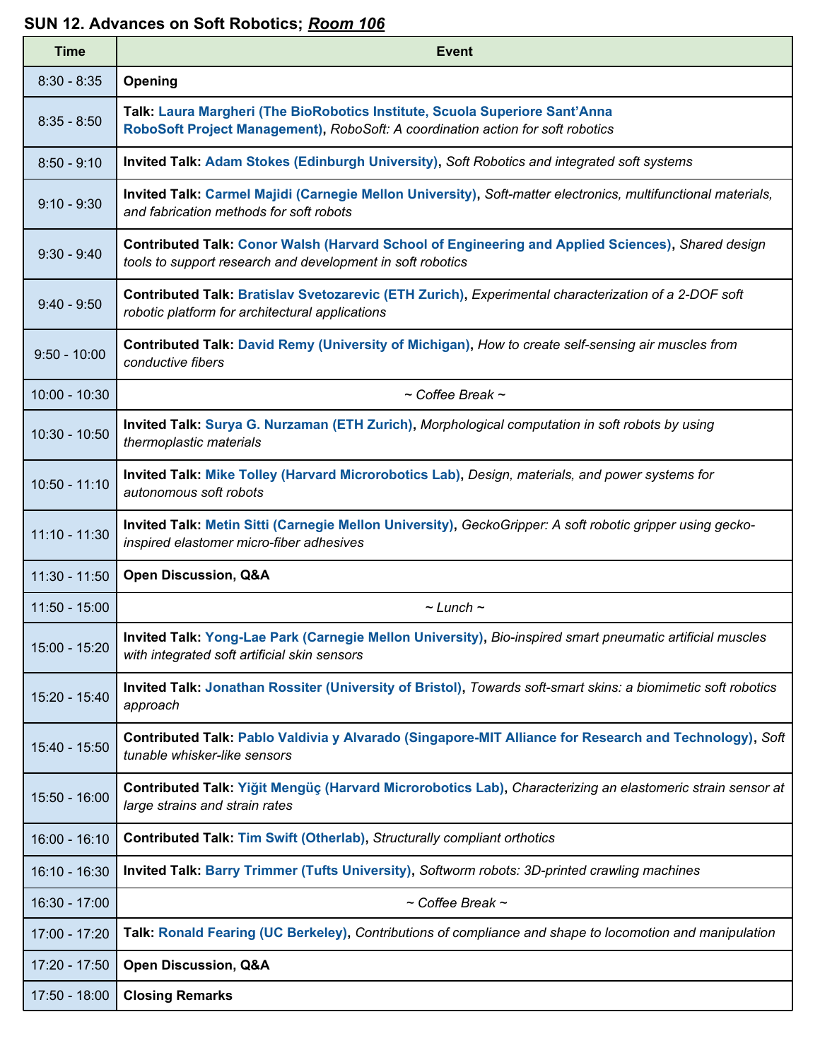**SUN 12. Advances on Soft Robotics; *Room 106***

| Time | Event |
|---|---|
| 8:30 - 8:35 | **Opening** |
| 8:35 - 8:50 | **Talk: Laura Margheri (The BioRobotics Institute, Scuola Superiore Sant'Anna RoboSoft Project Management)**, *RoboSoft: A coordination action for soft robotics* |
| 8:50 - 9:10 | **Invited Talk: Adam Stokes (Edinburgh University)**, *Soft Robotics and integrated soft systems* |
| 9:10 - 9:30 | **Invited Talk: Carmel Majidi (Carnegie Mellon University)**, *Soft-matter electronics, multifunctional materials, and fabrication methods for soft robots* |
| 9:30 - 9:40 | **Contributed Talk: Conor Walsh (Harvard School of Engineering and Applied Sciences)**, *Shared design tools to support research and development in soft robotics* |
| 9:40 - 9:50 | **Contributed Talk: Bratislav Svetozarevic (ETH Zurich)**, *Experimental characterization of a 2-DOF soft robotic platform for architectural applications* |
| 9:50 - 10:00 | **Contributed Talk: David Remy (University of Michigan)**, *How to create self-sensing air muscles from conductive fibers* |
| 10:00 - 10:30 | *~ Coffee Break ~* |
| 10:30 - 10:50 | **Invited Talk: Surya G. Nurzaman (ETH Zurich)**, *Morphological computation in soft robots by using thermoplastic materials* |
| 10:50 - 11:10 | **Invited Talk: Mike Tolley (Harvard Microrobotics Lab)**, *Design, materials, and power systems for autonomous soft robots* |
| 11:10 - 11:30 | **Invited Talk: Metin Sitti (Carnegie Mellon University)**, *GeckoGripper: A soft robotic gripper using gecko-inspired elastomer micro-fiber adhesives* |
| 11:30 - 11:50 | **Open Discussion, Q&A** |
| 11:50 - 15:00 | *~ Lunch ~* |
| 15:00 - 15:20 | **Invited Talk: Yong-Lae Park (Carnegie Mellon University)**, *Bio-inspired smart pneumatic artificial muscles with integrated soft artificial skin sensors* |
| 15:20 - 15:40 | **Invited Talk: Jonathan Rossiter (University of Bristol)**, *Towards soft-smart skins: a biomimetic soft robotics approach* |
| 15:40 - 15:50 | **Contributed Talk: Pablo Valdivia y Alvarado (Singapore-MIT Alliance for Research and Technology)**, *Soft tunable whisker-like sensors* |
| 15:50 - 16:00 | **Contributed Talk: Yiğit Mengüç (Harvard Microrobotics Lab)**, *Characterizing an elastomeric strain sensor at large strains and strain rates* |
| 16:00 - 16:10 | **Contributed Talk: Tim Swift (Otherlab)**, *Structurally compliant orthotics* |
| 16:10 - 16:30 | **Invited Talk: Barry Trimmer (Tufts University)**, *Softworm robots: 3D-printed crawling machines* |
| 16:30 - 17:00 | *~ Coffee Break ~* |
| 17:00 - 17:20 | **Talk: Ronald Fearing (UC Berkeley)**, *Contributions of compliance and shape to locomotion and manipulation* |
| 17:20 - 17:50 | **Open Discussion, Q&A** |
| 17:50 - 18:00 | **Closing Remarks** |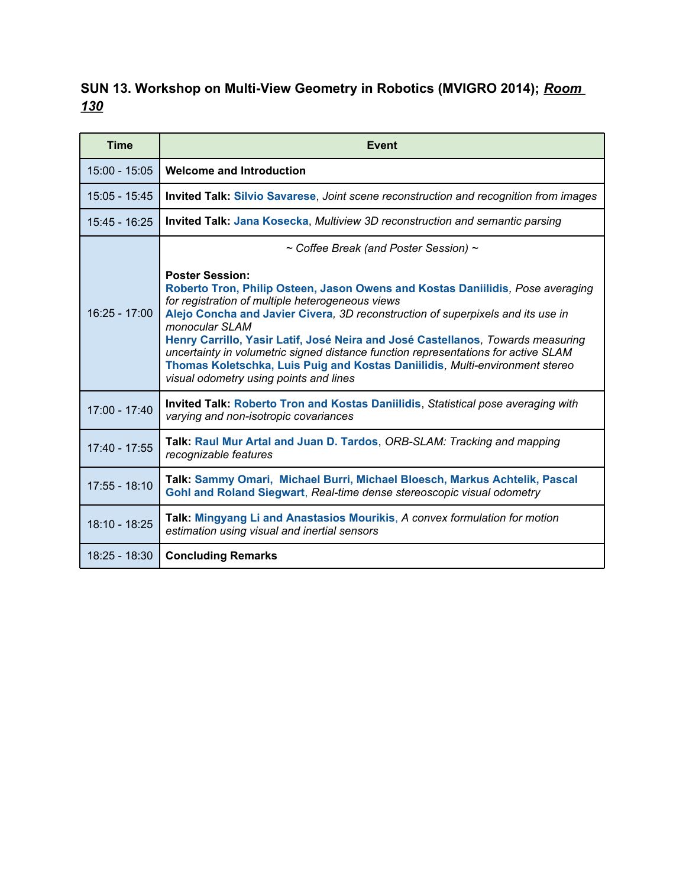### SUN 13. Workshop on Multi-View Geometry in Robotics (MVIGRO 2014); ***Room 130***

| Time | Event |
|---|---|
| 15:00 - 15:05 | **Welcome and Introduction** |
| 15:05 - 15:45 | **Invited Talk: Silvio Savarese**, *Joint scene reconstruction and recognition from images* |
| 15:45 - 16:25 | **Invited Talk: Jana Kosecka**, *Multiview 3D reconstruction and semantic parsing* |
| 16:25 - 17:00 | *~ Coffee Break (and Poster Session) ~*<br><br>**Poster Session:**<br>**Roberto Tron, Philip Osteen, Jason Owens and Kostas Daniilidis**, *Pose averaging for registration of multiple heterogeneous views*<br>**Alejo Concha and Javier Civera**, *3D reconstruction of superpixels and its use in monocular SLAM*<br>**Henry Carrillo, Yasir Latif, José Neira and José Castellanos**, *Towards measuring uncertainty in volumetric signed distance function representations for active SLAM*<br>**Thomas Koletschka, Luis Puig and Kostas Daniilidis**, *Multi-environment stereo visual odometry using points and lines* |
| 17:00 - 17:40 | **Invited Talk: Roberto Tron and Kostas Daniilidis**, *Statistical pose averaging with varying and non-isotropic covariances* |
| 17:40 - 17:55 | **Talk: Raul Mur Artal and Juan D. Tardos**, *ORB-SLAM: Tracking and mapping recognizable features* |
| 17:55 - 18:10 | **Talk: Sammy Omari, Michael Burri, Michael Bloesch, Markus Achtelik, Pascal Gohl and Roland Siegwart**, *Real-time dense stereoscopic visual odometry* |
| 18:10 - 18:25 | **Talk: Mingyang Li and Anastasios Mourikis**, *A convex formulation for motion estimation using visual and inertial sensors* |
| 18:25 - 18:30 | **Concluding Remarks** |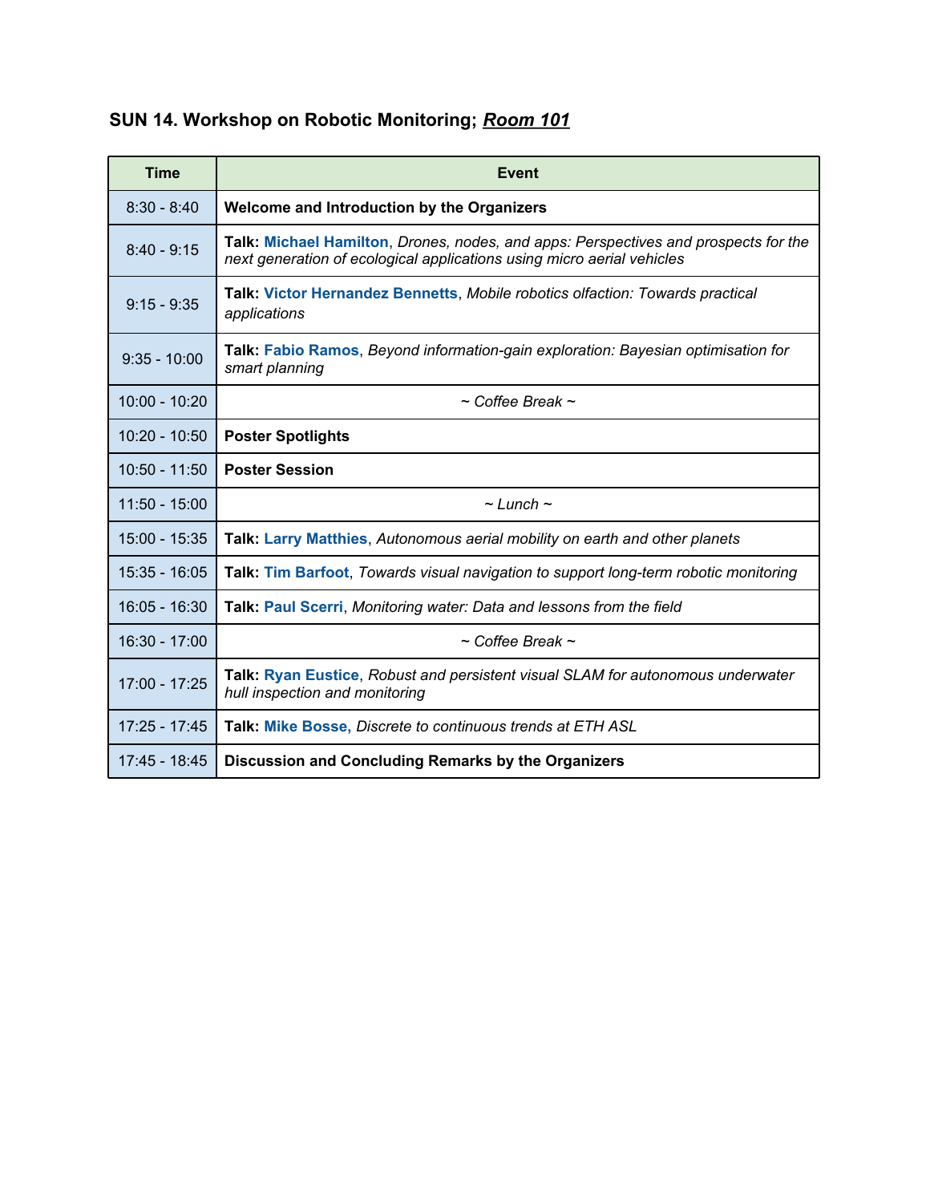### SUN 14. Workshop on Robotic Monitoring; ***Room 101***

| Time | Event |
|---|---|
| 8:30 - 8:40 | **Welcome and Introduction by the Organizers** |
| 8:40 - 9:15 | **Talk:** **Michael Hamilton**, *Drones, nodes, and apps: Perspectives and prospects for the next generation of ecological applications using micro aerial vehicles* |
| 9:15 - 9:35 | **Talk:** **Victor Hernandez Bennetts**, *Mobile robotics olfaction: Towards practical applications* |
| 9:35 - 10:00 | **Talk:** **Fabio Ramos**, *Beyond information-gain exploration: Bayesian optimisation for smart planning* |
| 10:00 - 10:20 | *~ Coffee Break ~* |
| 10:20 - 10:50 | **Poster Spotlights** |
| 10:50 - 11:50 | **Poster Session** |
| 11:50 - 15:00 | *~ Lunch ~* |
| 15:00 - 15:35 | **Talk:** **Larry Matthies**, *Autonomous aerial mobility on earth and other planets* |
| 15:35 - 16:05 | **Talk:** **Tim Barfoot**, *Towards visual navigation to support long-term robotic monitoring* |
| 16:05 - 16:30 | **Talk:** **Paul Scerri**, *Monitoring water: Data and lessons from the field* |
| 16:30 - 17:00 | *~ Coffee Break ~* |
| 17:00 - 17:25 | **Talk:** **Ryan Eustice**, *Robust and persistent visual SLAM for autonomous underwater hull inspection and monitoring* |
| 17:25 - 17:45 | **Talk:** **Mike Bosse,** *Discrete to continuous trends at ETH ASL* |
| 17:45 - 18:45 | **Discussion and Concluding Remarks by the Organizers** |